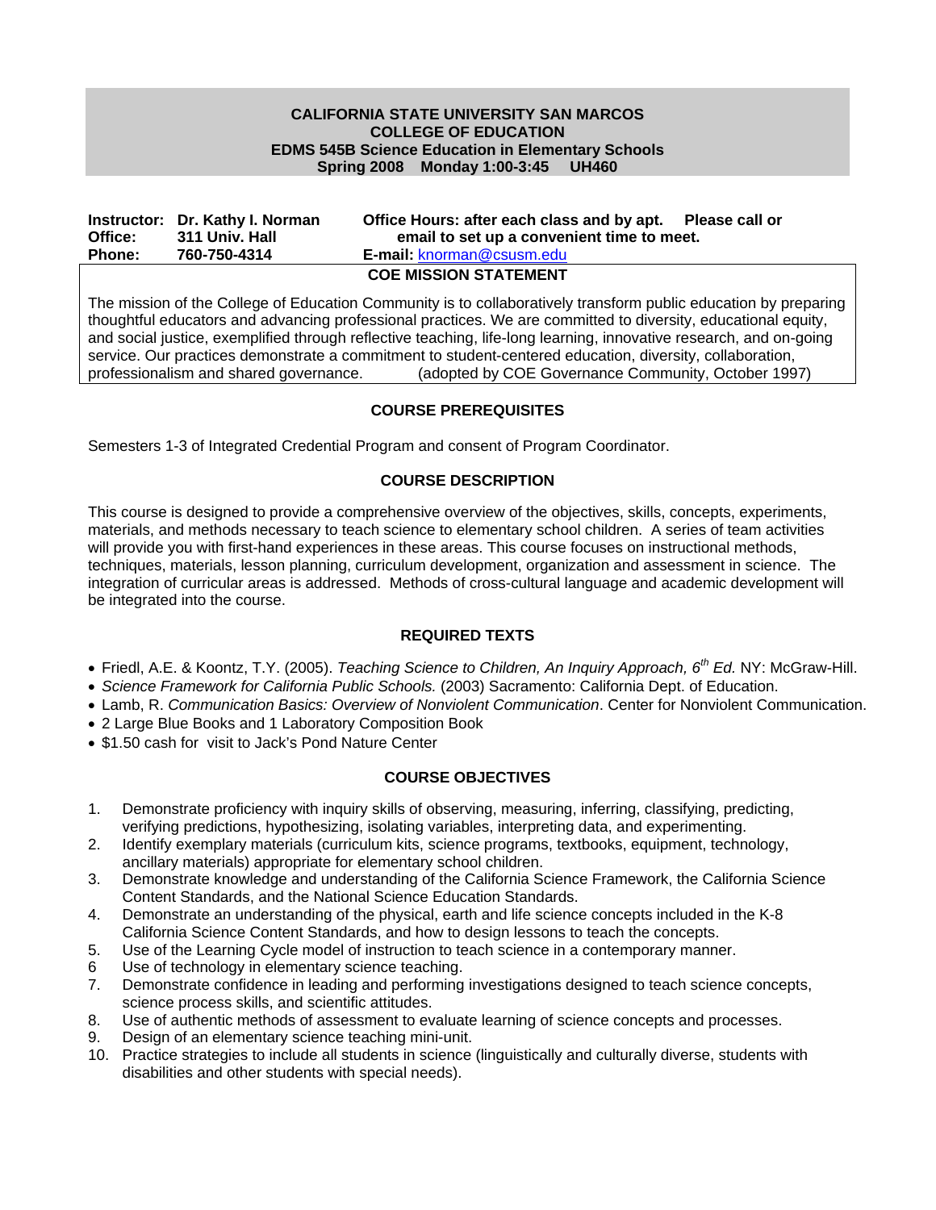**CALIFORNIA STATE UNIVERSITY SAN MARCOS**
**COLLEGE OF EDUCATION**
**EDMS 545B Science Education in Elementary Schools**
**Spring 2008 Monday 1:00-3:45 UH460**

| | | |
|---|---|---|
| **Instructor:** | **Dr. Kathy I. Norman** | **Office Hours: after each class and by apt. Please call or email to set up a convenient time to meet.** |
| **Office:** | **311 Univ. Hall** | |
| **Phone:** | **760-750-4314** | **E-mail:** knorman@csusm.edu |

## COE MISSION STATEMENT

The mission of the College of Education Community is to collaboratively transform public education by preparing thoughtful educators and advancing professional practices. We are committed to diversity, educational equity, and social justice, exemplified through reflective teaching, life-long learning, innovative research, and on-going service. Our practices demonstrate a commitment to student-centered education, diversity, collaboration, professionalism and shared governance. (adopted by COE Governance Community, October 1997)

## COURSE PREREQUISITES

Semesters 1-3 of Integrated Credential Program and consent of Program Coordinator.

## COURSE DESCRIPTION

This course is designed to provide a comprehensive overview of the objectives, skills, concepts, experiments, materials, and methods necessary to teach science to elementary school children. A series of team activities will provide you with first-hand experiences in these areas. This course focuses on instructional methods, techniques, materials, lesson planning, curriculum development, organization and assessment in science. The integration of curricular areas is addressed. Methods of cross-cultural language and academic development will be integrated into the course.

## REQUIRED TEXTS

- Friedl, A.E. & Koontz, T.Y. (2005). *Teaching Science to Children, An Inquiry Approach, 6th Ed.* NY: McGraw-Hill.
- *Science Framework for California Public Schools.* (2003) Sacramento: California Dept. of Education.
- Lamb, R. *Communication Basics: Overview of Nonviolent Communication*. Center for Nonviolent Communication.
- 2 Large Blue Books and 1 Laboratory Composition Book
- $1.50 cash for visit to Jack's Pond Nature Center

## COURSE OBJECTIVES

1. Demonstrate proficiency with inquiry skills of observing, measuring, inferring, classifying, predicting, verifying predictions, hypothesizing, isolating variables, interpreting data, and experimenting.
2. Identify exemplary materials (curriculum kits, science programs, textbooks, equipment, technology, ancillary materials) appropriate for elementary school children.
3. Demonstrate knowledge and understanding of the California Science Framework, the California Science Content Standards, and the National Science Education Standards.
4. Demonstrate an understanding of the physical, earth and life science concepts included in the K-8 California Science Content Standards, and how to design lessons to teach the concepts.
5. Use of the Learning Cycle model of instruction to teach science in a contemporary manner.
6. Use of technology in elementary science teaching.
7. Demonstrate confidence in leading and performing investigations designed to teach science concepts, science process skills, and scientific attitudes.
8. Use of authentic methods of assessment to evaluate learning of science concepts and processes.
9. Design of an elementary science teaching mini-unit.
10. Practice strategies to include all students in science (linguistically and culturally diverse, students with disabilities and other students with special needs).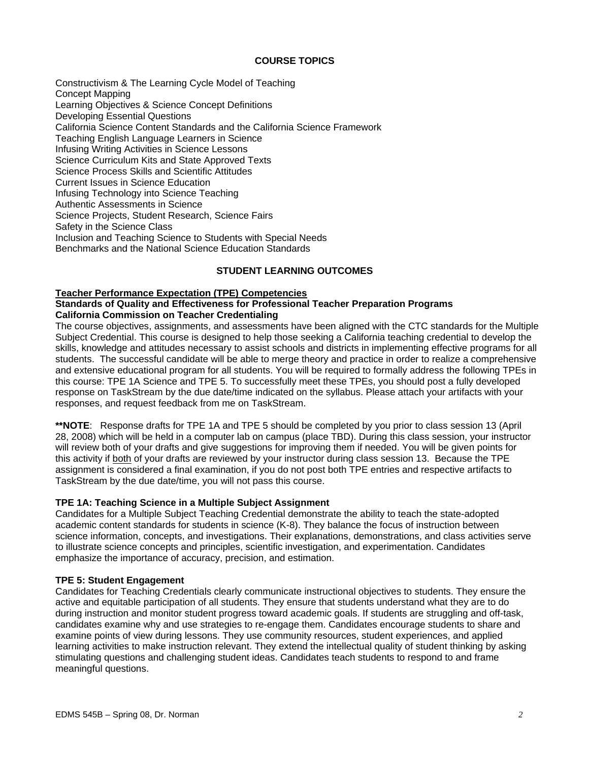## COURSE TOPICS

Constructivism & The Learning Cycle Model of Teaching
Concept Mapping
Learning Objectives & Science Concept Definitions
Developing Essential Questions
California Science Content Standards and the California Science Framework
Teaching English Language Learners in Science
Infusing Writing Activities in Science Lessons
Science Curriculum Kits and State Approved Texts
Science Process Skills and Scientific Attitudes
Current Issues in Science Education
Infusing Technology into Science Teaching
Authentic Assessments in Science
Science Projects, Student Research, Science Fairs
Safety in the Science Class
Inclusion and Teaching Science to Students with Special Needs
Benchmarks and the National Science Education Standards

## STUDENT LEARNING OUTCOMES

**Teacher Performance Expectation (TPE) Competencies**
**Standards of Quality and Effectiveness for Professional Teacher Preparation Programs**
**California Commission on Teacher Credentialing**

The course objectives, assignments, and assessments have been aligned with the CTC standards for the Multiple Subject Credential. This course is designed to help those seeking a California teaching credential to develop the skills, knowledge and attitudes necessary to assist schools and districts in implementing effective programs for all students. The successful candidate will be able to merge theory and practice in order to realize a comprehensive and extensive educational program for all students. You will be required to formally address the following TPEs in this course: TPE 1A Science and TPE 5. To successfully meet these TPEs, you should post a fully developed response on TaskStream by the due date/time indicated on the syllabus. Please attach your artifacts with your responses, and request feedback from me on TaskStream.

****NOTE**: Response drafts for TPE 1A and TPE 5 should be completed by you prior to class session 13 (April 28, 2008) which will be held in a computer lab on campus (place TBD). During this class session, your instructor will review both of your drafts and give suggestions for improving them if needed. You will be given points for this activity if both of your drafts are reviewed by your instructor during class session 13. Because the TPE assignment is considered a final examination, if you do not post both TPE entries and respective artifacts to TaskStream by the due date/time, you will not pass this course.

### TPE 1A: Teaching Science in a Multiple Subject Assignment

Candidates for a Multiple Subject Teaching Credential demonstrate the ability to teach the state-adopted academic content standards for students in science (K-8). They balance the focus of instruction between science information, concepts, and investigations. Their explanations, demonstrations, and class activities serve to illustrate science concepts and principles, scientific investigation, and experimentation. Candidates emphasize the importance of accuracy, precision, and estimation.

### TPE 5: Student Engagement

Candidates for Teaching Credentials clearly communicate instructional objectives to students. They ensure the active and equitable participation of all students. They ensure that students understand what they are to do during instruction and monitor student progress toward academic goals. If students are struggling and off-task, candidates examine why and use strategies to re-engage them. Candidates encourage students to share and examine points of view during lessons. They use community resources, student experiences, and applied learning activities to make instruction relevant. They extend the intellectual quality of student thinking by asking stimulating questions and challenging student ideas. Candidates teach students to respond to and frame meaningful questions.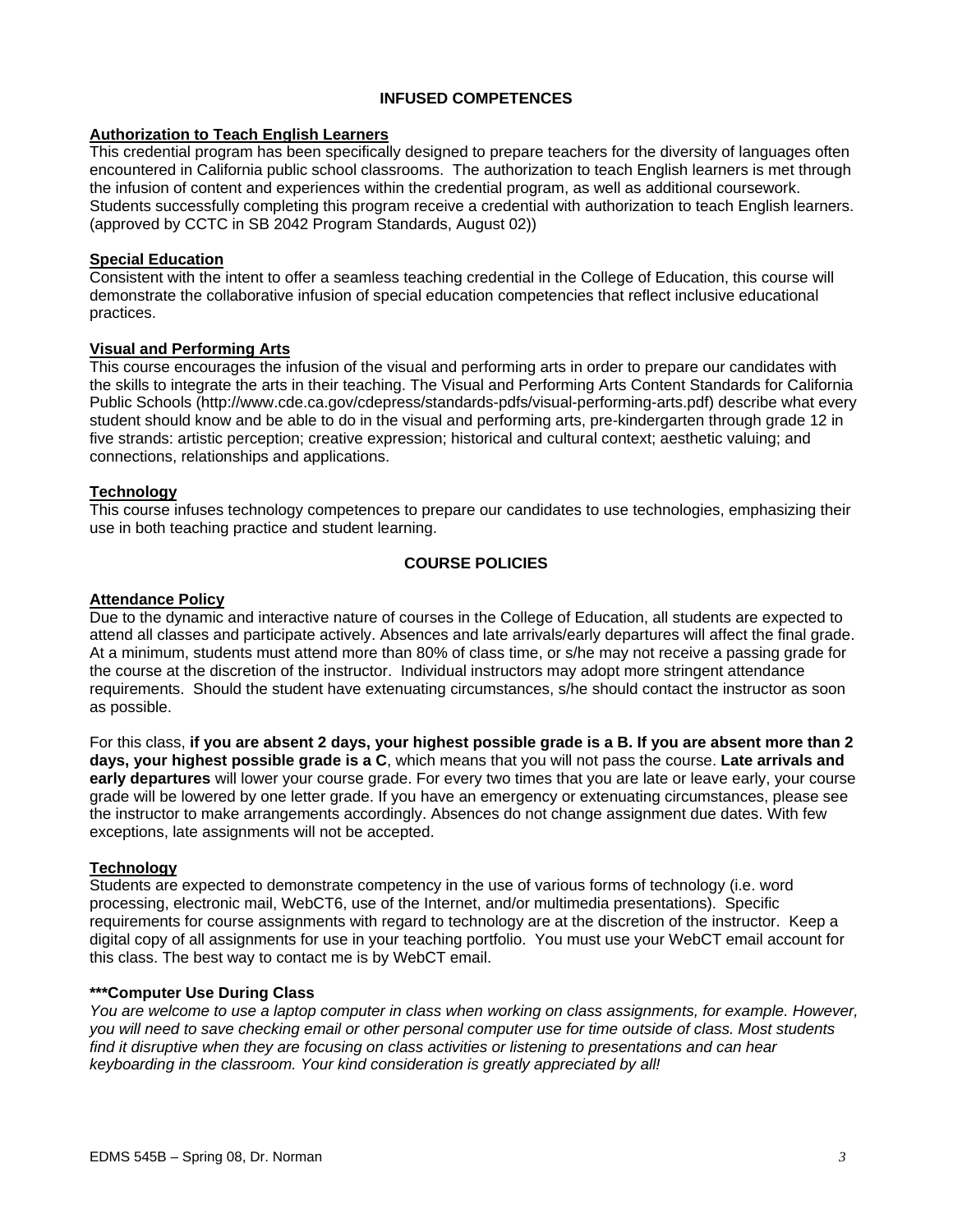## INFUSED COMPETENCES

### Authorization to Teach English Learners

This credential program has been specifically designed to prepare teachers for the diversity of languages often encountered in California public school classrooms. The authorization to teach English learners is met through the infusion of content and experiences within the credential program, as well as additional coursework. Students successfully completing this program receive a credential with authorization to teach English learners. (approved by CCTC in SB 2042 Program Standards, August 02))

### Special Education

Consistent with the intent to offer a seamless teaching credential in the College of Education, this course will demonstrate the collaborative infusion of special education competencies that reflect inclusive educational practices.

### Visual and Performing Arts

This course encourages the infusion of the visual and performing arts in order to prepare our candidates with the skills to integrate the arts in their teaching. The Visual and Performing Arts Content Standards for California Public Schools (http://www.cde.ca.gov/cdepress/standards-pdfs/visual-performing-arts.pdf) describe what every student should know and be able to do in the visual and performing arts, pre-kindergarten through grade 12 in five strands: artistic perception; creative expression; historical and cultural context; aesthetic valuing; and connections, relationships and applications.

### Technology

This course infuses technology competences to prepare our candidates to use technologies, emphasizing their use in both teaching practice and student learning.

## COURSE POLICIES

### Attendance Policy

Due to the dynamic and interactive nature of courses in the College of Education, all students are expected to attend all classes and participate actively. Absences and late arrivals/early departures will affect the final grade. At a minimum, students must attend more than 80% of class time, or s/he may not receive a passing grade for the course at the discretion of the instructor. Individual instructors may adopt more stringent attendance requirements. Should the student have extenuating circumstances, s/he should contact the instructor as soon as possible.

For this class, **if you are absent 2 days, your highest possible grade is a B. If you are absent more than 2 days, your highest possible grade is a C**, which means that you will not pass the course. **Late arrivals and early departures** will lower your course grade. For every two times that you are late or leave early, your course grade will be lowered by one letter grade. If you have an emergency or extenuating circumstances, please see the instructor to make arrangements accordingly. Absences do not change assignment due dates. With few exceptions, late assignments will not be accepted.

### Technology

Students are expected to demonstrate competency in the use of various forms of technology (i.e. word processing, electronic mail, WebCT6, use of the Internet, and/or multimedia presentations). Specific requirements for course assignments with regard to technology are at the discretion of the instructor. Keep a digital copy of all assignments for use in your teaching portfolio. You must use your WebCT email account for this class. The best way to contact me is by WebCT email.

### ***Computer Use During Class

*You are welcome to use a laptop computer in class when working on class assignments, for example. However, you will need to save checking email or other personal computer use for time outside of class. Most students find it disruptive when they are focusing on class activities or listening to presentations and can hear keyboarding in the classroom. Your kind consideration is greatly appreciated by all!*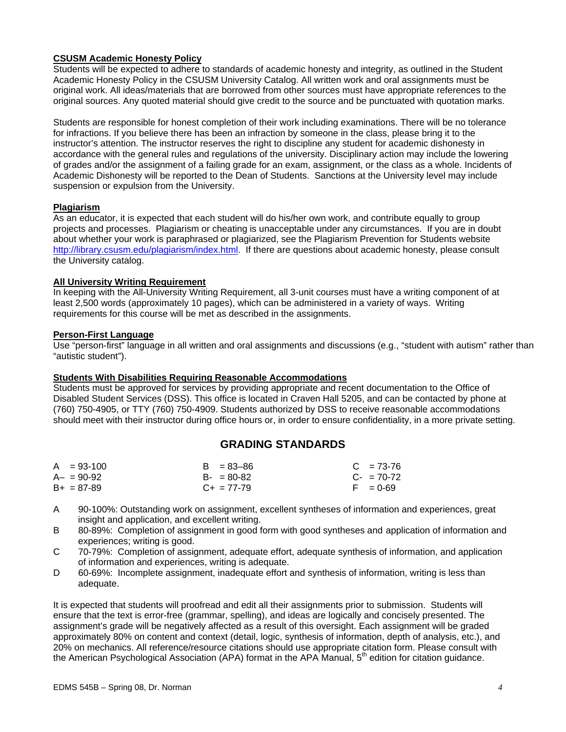**CSUSM Academic Honesty Policy**
Students will be expected to adhere to standards of academic honesty and integrity, as outlined in the Student Academic Honesty Policy in the CSUSM University Catalog. All written work and oral assignments must be original work. All ideas/materials that are borrowed from other sources must have appropriate references to the original sources. Any quoted material should give credit to the source and be punctuated with quotation marks.

Students are responsible for honest completion of their work including examinations. There will be no tolerance for infractions. If you believe there has been an infraction by someone in the class, please bring it to the instructor's attention. The instructor reserves the right to discipline any student for academic dishonesty in accordance with the general rules and regulations of the university. Disciplinary action may include the lowering of grades and/or the assignment of a failing grade for an exam, assignment, or the class as a whole. Incidents of Academic Dishonesty will be reported to the Dean of Students. Sanctions at the University level may include suspension or expulsion from the University.

**Plagiarism**
As an educator, it is expected that each student will do his/her own work, and contribute equally to group projects and processes. Plagiarism or cheating is unacceptable under any circumstances. If you are in doubt about whether your work is paraphrased or plagiarized, see the Plagiarism Prevention for Students website http://library.csusm.edu/plagiarism/index.html. If there are questions about academic honesty, please consult the University catalog.

**All University Writing Requirement**
In keeping with the All-University Writing Requirement, all 3-unit courses must have a writing component of at least 2,500 words (approximately 10 pages), which can be administered in a variety of ways. Writing requirements for this course will be met as described in the assignments.

**Person-First Language**
Use "person-first" language in all written and oral assignments and discussions (e.g., "student with autism" rather than "autistic student").

**Students With Disabilities Requiring Reasonable Accommodations**
Students must be approved for services by providing appropriate and recent documentation to the Office of Disabled Student Services (DSS). This office is located in Craven Hall 5205, and can be contacted by phone at (760) 750-4905, or TTY (760) 750-4909. Students authorized by DSS to receive reasonable accommodations should meet with their instructor during office hours or, in order to ensure confidentiality, in a more private setting.

## GRADING STANDARDS

| | | |
|---|---|---|
| A = 93-100 | B = 83–86 | C = 73-76 |
| A– = 90-92 | B- = 80-82 | C- = 70-72 |
| B+ = 87-89 | C+ = 77-79 | F = 0-69 |

A 90-100%: Outstanding work on assignment, excellent syntheses of information and experiences, great insight and application, and excellent writing.

B 80-89%: Completion of assignment in good form with good syntheses and application of information and experiences; writing is good.

C 70-79%: Completion of assignment, adequate effort, adequate synthesis of information, and application of information and experiences, writing is adequate.

D 60-69%: Incomplete assignment, inadequate effort and synthesis of information, writing is less than adequate.

It is expected that students will proofread and edit all their assignments prior to submission. Students will ensure that the text is error-free (grammar, spelling), and ideas are logically and concisely presented. The assignment's grade will be negatively affected as a result of this oversight. Each assignment will be graded approximately 80% on content and context (detail, logic, synthesis of information, depth of analysis, etc.), and 20% on mechanics. All reference/resource citations should use appropriate citation form. Please consult with the American Psychological Association (APA) format in the APA Manual, 5th edition for citation guidance.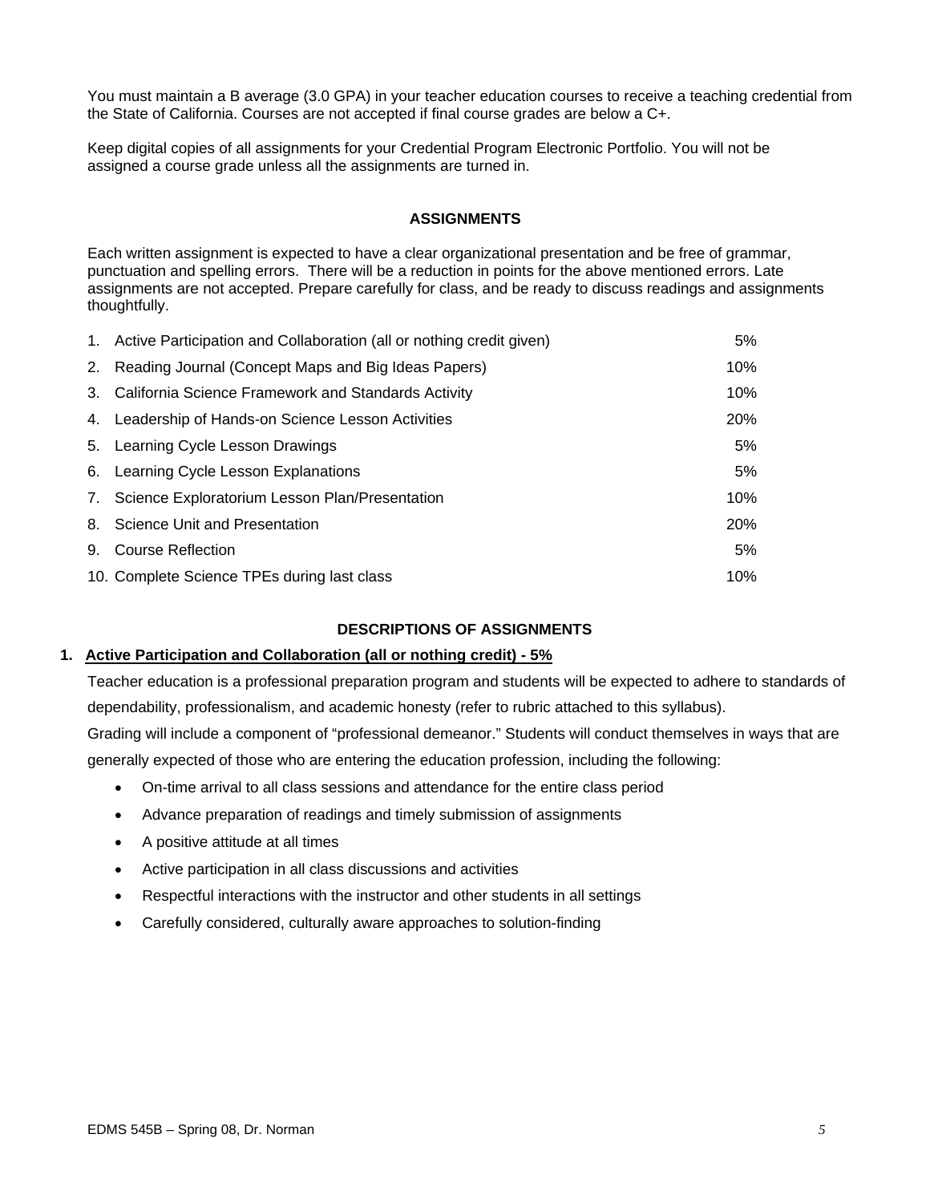You must maintain a B average (3.0 GPA) in your teacher education courses to receive a teaching credential from the State of California. Courses are not accepted if final course grades are below a C+.

Keep digital copies of all assignments for your Credential Program Electronic Portfolio. You will not be assigned a course grade unless all the assignments are turned in.

## ASSIGNMENTS

Each written assignment is expected to have a clear organizational presentation and be free of grammar, punctuation and spelling errors. There will be a reduction in points for the above mentioned errors. Late assignments are not accepted. Prepare carefully for class, and be ready to discuss readings and assignments thoughtfully.

| Assignment | Weight |
|---|---|
| 1. Active Participation and Collaboration (all or nothing credit given) | 5% |
| 2. Reading Journal (Concept Maps and Big Ideas Papers) | 10% |
| 3. California Science Framework and Standards Activity | 10% |
| 4. Leadership of Hands-on Science Lesson Activities | 20% |
| 5. Learning Cycle Lesson Drawings | 5% |
| 6. Learning Cycle Lesson Explanations | 5% |
| 7. Science Exploratorium Lesson Plan/Presentation | 10% |
| 8. Science Unit and Presentation | 20% |
| 9. Course Reflection | 5% |
| 10. Complete Science TPEs during last class | 10% |

## DESCRIPTIONS OF ASSIGNMENTS

### 1. Active Participation and Collaboration (all or nothing credit) - 5%

Teacher education is a professional preparation program and students will be expected to adhere to standards of dependability, professionalism, and academic honesty (refer to rubric attached to this syllabus).

Grading will include a component of "professional demeanor." Students will conduct themselves in ways that are generally expected of those who are entering the education profession, including the following:

- On-time arrival to all class sessions and attendance for the entire class period
- Advance preparation of readings and timely submission of assignments
- A positive attitude at all times
- Active participation in all class discussions and activities
- Respectful interactions with the instructor and other students in all settings
- Carefully considered, culturally aware approaches to solution-finding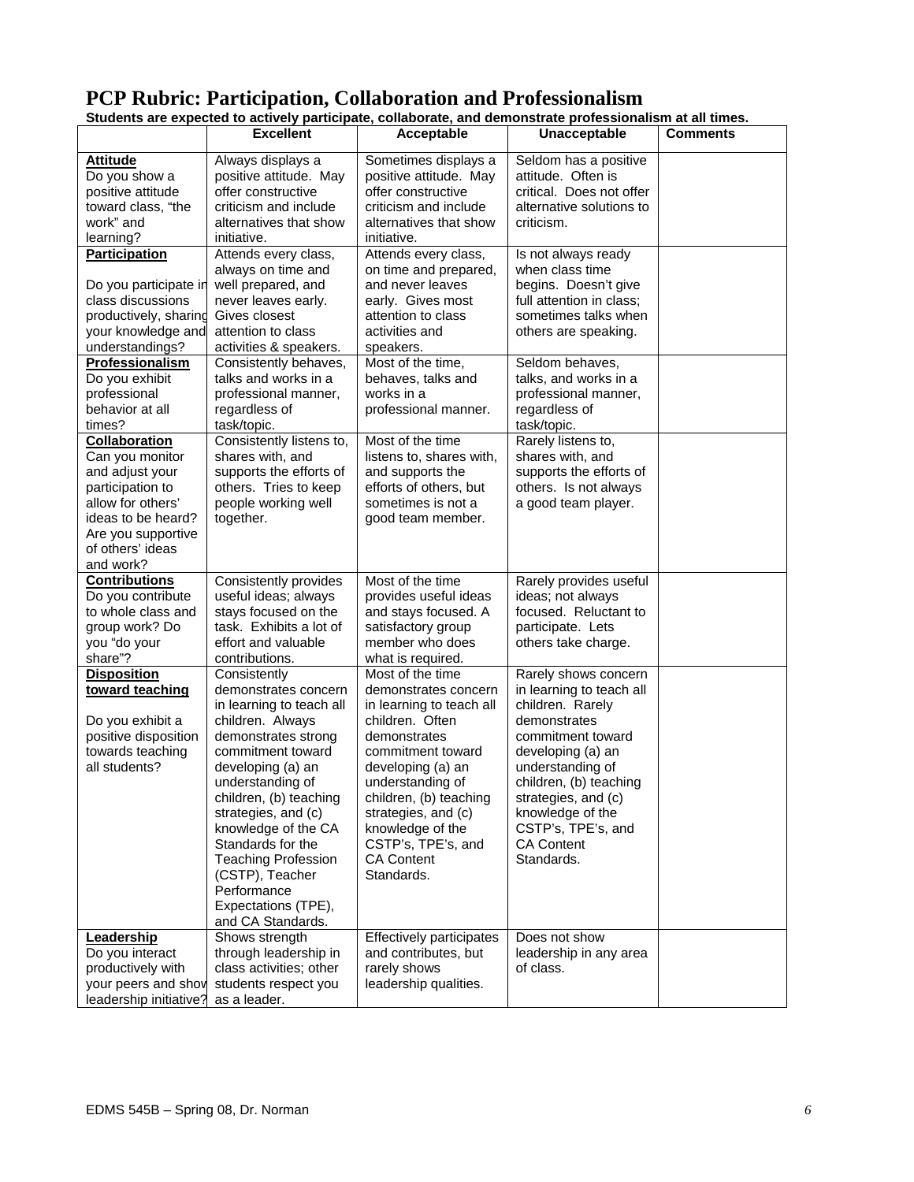# PCP Rubric: Participation, Collaboration and Professionalism

**Students are expected to actively participate, collaborate, and demonstrate professionalism at all times.**

| | Excellent | Acceptable | Unacceptable | Comments |
|---|---|---|---|---|
| **Attitude** Do you show a positive attitude toward class, "the work" and learning? | Always displays a positive attitude. May offer constructive criticism and include alternatives that show initiative. | Sometimes displays a positive attitude. May offer constructive criticism and include alternatives that show initiative. | Seldom has a positive attitude. Often is critical. Does not offer alternative solutions to criticism. | |
| **Participation** Do you participate in class discussions productively, sharing your knowledge and understandings? | Attends every class, always on time and well prepared, and never leaves early. Gives closest attention to class activities & speakers. | Attends every class, on time and prepared, and never leaves early. Gives most attention to class activities and speakers. | Is not always ready when class time begins. Doesn't give full attention in class; sometimes talks when others are speaking. | |
| **Professionalism** Do you exhibit professional behavior at all times? | Consistently behaves, talks and works in a professional manner, regardless of task/topic. | Most of the time, behaves, talks and works in a professional manner. | Seldom behaves, talks, and works in a professional manner, regardless of task/topic. | |
| **Collaboration** Can you monitor and adjust your participation to allow for others' ideas to be heard? Are you supportive of others' ideas and work? | Consistently listens to, shares with, and supports the efforts of others. Tries to keep people working well together. | Most of the time listens to, shares with, and supports the efforts of others, but sometimes is not a good team member. | Rarely listens to, shares with, and supports the efforts of others. Is not always a good team player. | |
| **Contributions** Do you contribute to whole class and group work? Do you "do your share"? | Consistently provides useful ideas; always stays focused on the task. Exhibits a lot of effort and valuable contributions. | Most of the time provides useful ideas and stays focused. A satisfactory group member who does what is required. | Rarely provides useful ideas; not always focused. Reluctant to participate. Lets others take charge. | |
| **Disposition toward teaching** Do you exhibit a positive disposition towards teaching all students? | Consistently demonstrates concern in learning to teach all children. Always demonstrates strong commitment toward developing (a) an understanding of children, (b) teaching strategies, and (c) knowledge of the CA Standards for the Teaching Profession (CSTP), Teacher Performance Expectations (TPE), and CA Standards. | Most of the time demonstrates concern in learning to teach all children. Often demonstrates commitment toward developing (a) an understanding of children, (b) teaching strategies, and (c) knowledge of the CSTP's, TPE's, and CA Content Standards. | Rarely shows concern in learning to teach all children. Rarely demonstrates commitment toward developing (a) an understanding of children, (b) teaching strategies, and (c) knowledge of the CSTP's, TPE's, and CA Content Standards. | |
| **Leadership** Do you interact productively with your peers and show leadership initiative? | Shows strength through leadership in class activities; other students respect you as a leader. | Effectively participates and contributes, but rarely shows leadership qualities. | Does not show leadership in any area of class. | |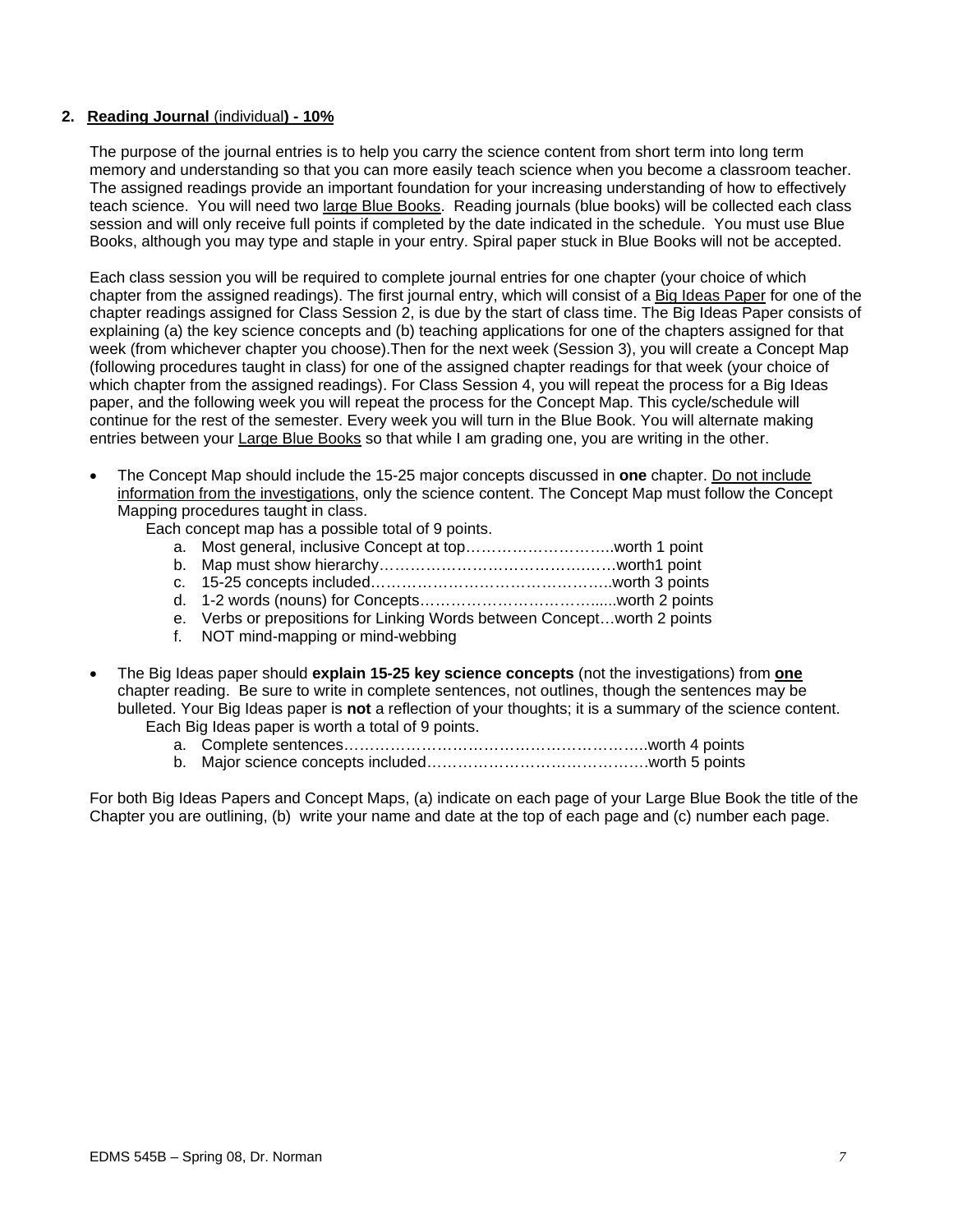**2. Reading Journal (individual) - 10%**

The purpose of the journal entries is to help you carry the science content from short term into long term memory and understanding so that you can more easily teach science when you become a classroom teacher. The assigned readings provide an important foundation for your increasing understanding of how to effectively teach science. You will need two large Blue Books. Reading journals (blue books) will be collected each class session and will only receive full points if completed by the date indicated in the schedule. You must use Blue Books, although you may type and staple in your entry. Spiral paper stuck in Blue Books will not be accepted.

Each class session you will be required to complete journal entries for one chapter (your choice of which chapter from the assigned readings). The first journal entry, which will consist of a Big Ideas Paper for one of the chapter readings assigned for Class Session 2, is due by the start of class time. The Big Ideas Paper consists of explaining (a) the key science concepts and (b) teaching applications for one of the chapters assigned for that week (from whichever chapter you choose).Then for the next week (Session 3), you will create a Concept Map (following procedures taught in class) for one of the assigned chapter readings for that week (your choice of which chapter from the assigned readings). For Class Session 4, you will repeat the process for a Big Ideas paper, and the following week you will repeat the process for the Concept Map. This cycle/schedule will continue for the rest of the semester. Every week you will turn in the Blue Book. You will alternate making entries between your Large Blue Books so that while I am grading one, you are writing in the other.

- The Concept Map should include the 15-25 major concepts discussed in **one** chapter. Do not include information from the investigations, only the science content. The Concept Map must follow the Concept Mapping procedures taught in class.
  Each concept map has a possible total of 9 points.
  a. Most general, inclusive Concept at top………………………..worth 1 point
  b. Map must show hierarchy………………………………….……worth1 point
  c. 15-25 concepts included………………………………………..worth 3 points
  d. 1-2 words (nouns) for Concepts……………………………......worth 2 points
  e. Verbs or prepositions for Linking Words between Concept…worth 2 points
  f. NOT mind-mapping or mind-webbing

- The Big Ideas paper should **explain 15-25 key science concepts** (not the investigations) from **one** chapter reading. Be sure to write in complete sentences, not outlines, though the sentences may be bulleted. Your Big Ideas paper is **not** a reflection of your thoughts; it is a summary of the science content.
  Each Big Ideas paper is worth a total of 9 points.
  a. Complete sentences……………………………………………………..worth 4 points
  b. Major science concepts included……………………………….…….worth 5 points

For both Big Ideas Papers and Concept Maps, (a) indicate on each page of your Large Blue Book the title of the Chapter you are outlining, (b) write your name and date at the top of each page and (c) number each page.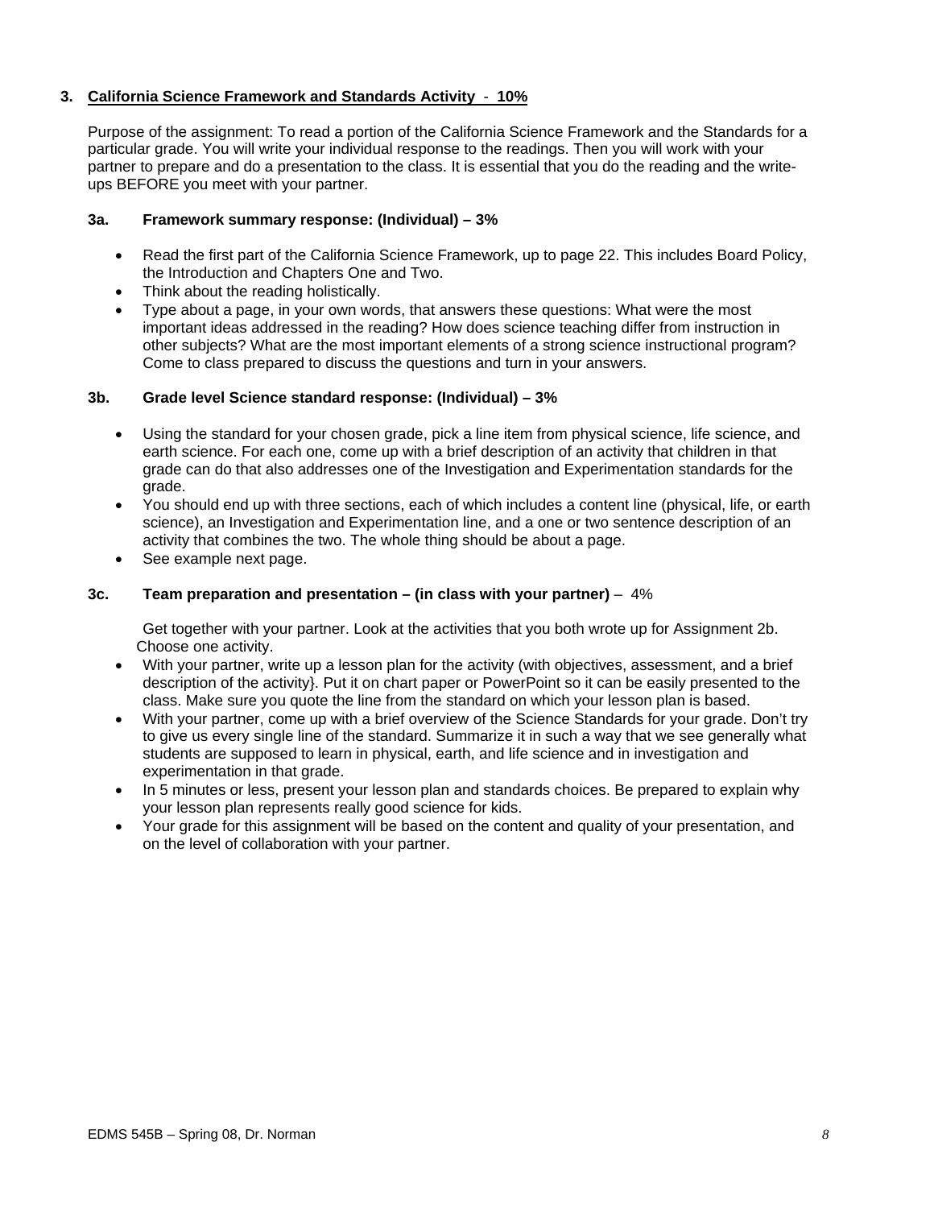### 3. California Science Framework and Standards Activity - 10%

Purpose of the assignment: To read a portion of the California Science Framework and the Standards for a particular grade. You will write your individual response to the readings. Then you will work with your partner to prepare and do a presentation to the class. It is essential that you do the reading and the write-ups BEFORE you meet with your partner.

#### 3a. Framework summary response: (Individual) – 3%

- Read the first part of the California Science Framework, up to page 22. This includes Board Policy, the Introduction and Chapters One and Two.
- Think about the reading holistically.
- Type about a page, in your own words, that answers these questions: What were the most important ideas addressed in the reading? How does science teaching differ from instruction in other subjects? What are the most important elements of a strong science instructional program? Come to class prepared to discuss the questions and turn in your answers.

#### 3b. Grade level Science standard response: (Individual) – 3%

- Using the standard for your chosen grade, pick a line item from physical science, life science, and earth science. For each one, come up with a brief description of an activity that children in that grade can do that also addresses one of the Investigation and Experimentation standards for the grade.
- You should end up with three sections, each of which includes a content line (physical, life, or earth science), an Investigation and Experimentation line, and a one or two sentence description of an activity that combines the two. The whole thing should be about a page.
- See example next page.

#### 3c. Team preparation and presentation – (in class with your partner) – 4%

Get together with your partner. Look at the activities that you both wrote up for Assignment 2b. Choose one activity.

- With your partner, write up a lesson plan for the activity (with objectives, assessment, and a brief description of the activity}. Put it on chart paper or PowerPoint so it can be easily presented to the class. Make sure you quote the line from the standard on which your lesson plan is based.
- With your partner, come up with a brief overview of the Science Standards for your grade. Don't try to give us every single line of the standard. Summarize it in such a way that we see generally what students are supposed to learn in physical, earth, and life science and in investigation and experimentation in that grade.
- In 5 minutes or less, present your lesson plan and standards choices. Be prepared to explain why your lesson plan represents really good science for kids.
- Your grade for this assignment will be based on the content and quality of your presentation, and on the level of collaboration with your partner.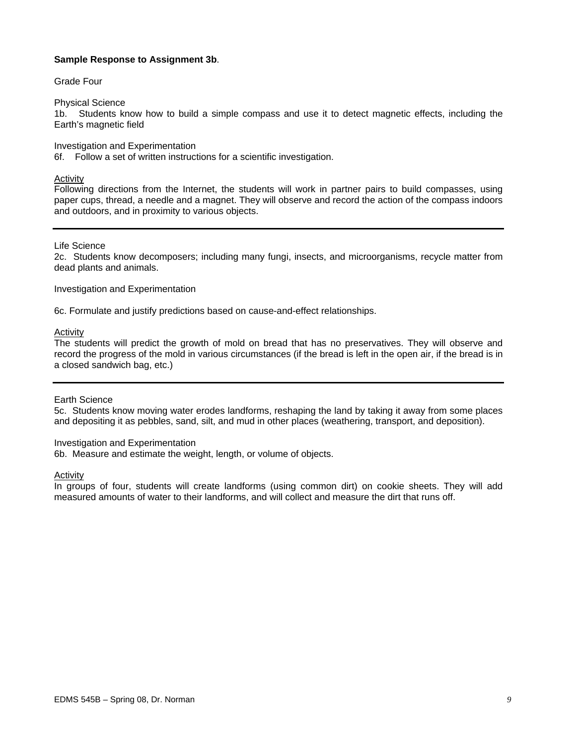**Sample Response to Assignment 3b**.

Grade Four

Physical Science
1b. Students know how to build a simple compass and use it to detect magnetic effects, including the Earth's magnetic field

Investigation and Experimentation
6f. Follow a set of written instructions for a scientific investigation.

<u>Activity</u>
Following directions from the Internet, the students will work in partner pairs to build compasses, using paper cups, thread, a needle and a magnet. They will observe and record the action of the compass indoors and outdoors, and in proximity to various objects.

---

Life Science
2c. Students know decomposers; including many fungi, insects, and microorganisms, recycle matter from dead plants and animals.

Investigation and Experimentation

6c. Formulate and justify predictions based on cause-and-effect relationships.

<u>Activity</u>
The students will predict the growth of mold on bread that has no preservatives. They will observe and record the progress of the mold in various circumstances (if the bread is left in the open air, if the bread is in a closed sandwich bag, etc.)

---

Earth Science
5c. Students know moving water erodes landforms, reshaping the land by taking it away from some places and depositing it as pebbles, sand, silt, and mud in other places (weathering, transport, and deposition).

Investigation and Experimentation
6b. Measure and estimate the weight, length, or volume of objects.

<u>Activity</u>
In groups of four, students will create landforms (using common dirt) on cookie sheets. They will add measured amounts of water to their landforms, and will collect and measure the dirt that runs off.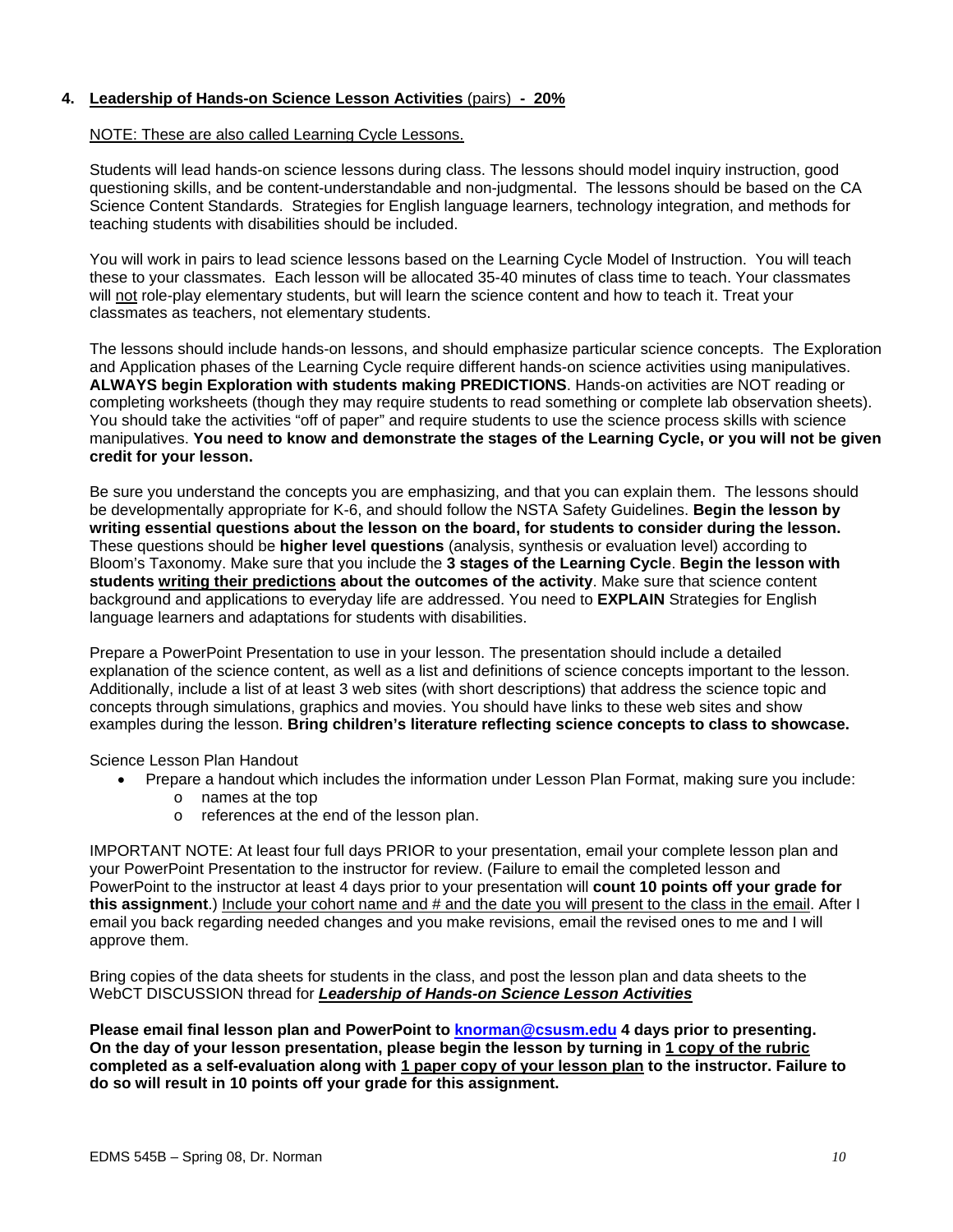**4. Leadership of Hands-on Science Lesson Activities** (pairs) **- 20%**

NOTE: These are also called Learning Cycle Lessons.

Students will lead hands-on science lessons during class. The lessons should model inquiry instruction, good questioning skills, and be content-understandable and non-judgmental. The lessons should be based on the CA Science Content Standards. Strategies for English language learners, technology integration, and methods for teaching students with disabilities should be included.

You will work in pairs to lead science lessons based on the Learning Cycle Model of Instruction. You will teach these to your classmates. Each lesson will be allocated 35-40 minutes of class time to teach. Your classmates will not role-play elementary students, but will learn the science content and how to teach it. Treat your classmates as teachers, not elementary students.

The lessons should include hands-on lessons, and should emphasize particular science concepts. The Exploration and Application phases of the Learning Cycle require different hands-on science activities using manipulatives. **ALWAYS begin Exploration with students making PREDICTIONS**. Hands-on activities are NOT reading or completing worksheets (though they may require students to read something or complete lab observation sheets). You should take the activities "off of paper" and require students to use the science process skills with science manipulatives. **You need to know and demonstrate the stages of the Learning Cycle, or you will not be given credit for your lesson.**

Be sure you understand the concepts you are emphasizing, and that you can explain them. The lessons should be developmentally appropriate for K-6, and should follow the NSTA Safety Guidelines. **Begin the lesson by writing essential questions about the lesson on the board, for students to consider during the lesson.** These questions should be **higher level questions** (analysis, synthesis or evaluation level) according to Bloom's Taxonomy. Make sure that you include the **3 stages of the Learning Cycle**. **Begin the lesson with students writing their predictions about the outcomes of the activity**. Make sure that science content background and applications to everyday life are addressed. You need to **EXPLAIN** Strategies for English language learners and adaptations for students with disabilities.

Prepare a PowerPoint Presentation to use in your lesson. The presentation should include a detailed explanation of the science content, as well as a list and definitions of science concepts important to the lesson. Additionally, include a list of at least 3 web sites (with short descriptions) that address the science topic and concepts through simulations, graphics and movies. You should have links to these web sites and show examples during the lesson. **Bring children's literature reflecting science concepts to class to showcase.**

Science Lesson Plan Handout

- Prepare a handout which includes the information under Lesson Plan Format, making sure you include:
  - names at the top
  - references at the end of the lesson plan.

IMPORTANT NOTE: At least four full days PRIOR to your presentation, email your complete lesson plan and your PowerPoint Presentation to the instructor for review. (Failure to email the completed lesson and PowerPoint to the instructor at least 4 days prior to your presentation will **count 10 points off your grade for this assignment**.) Include your cohort name and # and the date you will present to the class in the email. After I email you back regarding needed changes and you make revisions, email the revised ones to me and I will approve them.

Bring copies of the data sheets for students in the class, and post the lesson plan and data sheets to the WebCT DISCUSSION thread for ***Leadership of Hands-on Science Lesson Activities***

**Please email final lesson plan and PowerPoint to knorman@csusm.edu 4 days prior to presenting. On the day of your lesson presentation, please begin the lesson by turning in 1 copy of the rubric completed as a self-evaluation along with 1 paper copy of your lesson plan to the instructor. Failure to do so will result in 10 points off your grade for this assignment.**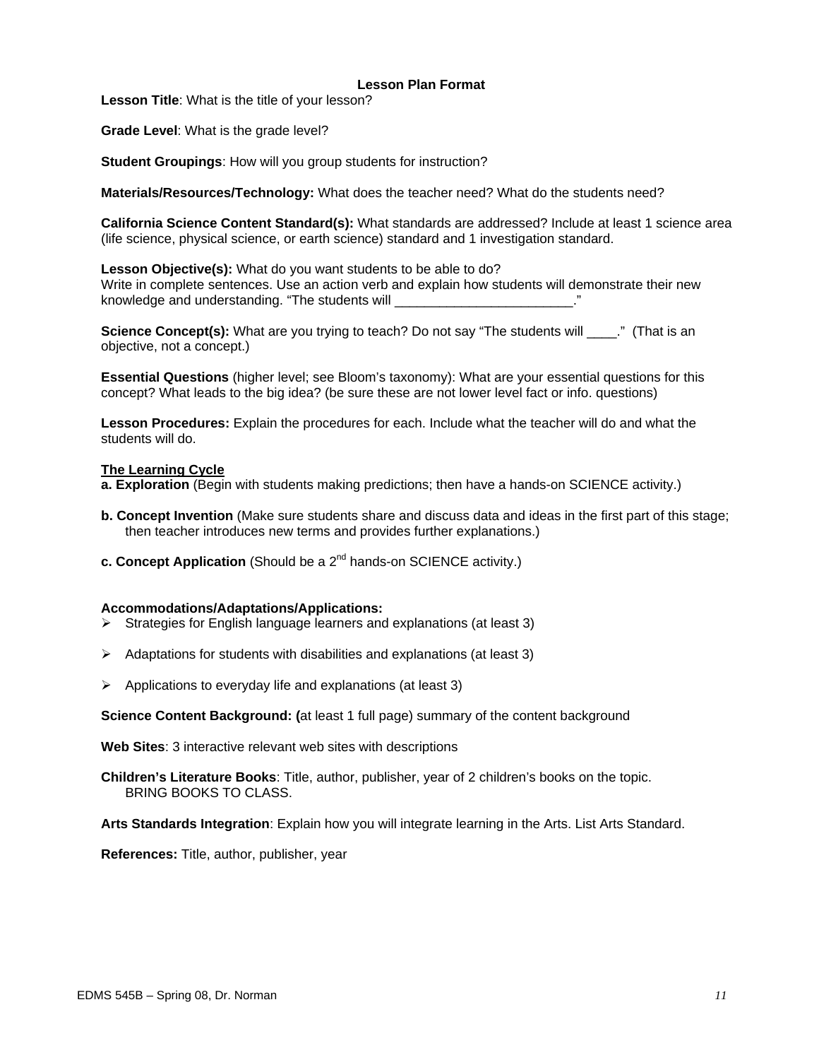## Lesson Plan Format

**Lesson Title**: What is the title of your lesson?

**Grade Level**: What is the grade level?

**Student Groupings**: How will you group students for instruction?

**Materials/Resources/Technology:** What does the teacher need? What do the students need?

**California Science Content Standard(s):** What standards are addressed? Include at least 1 science area (life science, physical science, or earth science) standard and 1 investigation standard.

**Lesson Objective(s):** What do you want students to be able to do?
Write in complete sentences. Use an action verb and explain how students will demonstrate their new knowledge and understanding. "The students will ________________________."

**Science Concept(s):** What are you trying to teach? Do not say "The students will ____." (That is an objective, not a concept.)

**Essential Questions** (higher level; see Bloom's taxonomy): What are your essential questions for this concept? What leads to the big idea? (be sure these are not lower level fact or info. questions)

**Lesson Procedures:** Explain the procedures for each. Include what the teacher will do and what the students will do.

**The Learning Cycle**

**a. Exploration** (Begin with students making predictions; then have a hands-on SCIENCE activity.)

**b. Concept Invention** (Make sure students share and discuss data and ideas in the first part of this stage; then teacher introduces new terms and provides further explanations.)

**c. Concept Application** (Should be a 2nd hands-on SCIENCE activity.)

**Accommodations/Adaptations/Applications:**

- Strategies for English language learners and explanations (at least 3)
- Adaptations for students with disabilities and explanations (at least 3)
- Applications to everyday life and explanations (at least 3)

**Science Content Background: (**at least 1 full page) summary of the content background

**Web Sites**: 3 interactive relevant web sites with descriptions

**Children's Literature Books**: Title, author, publisher, year of 2 children's books on the topic.
BRING BOOKS TO CLASS.

**Arts Standards Integration**: Explain how you will integrate learning in the Arts. List Arts Standard.

**References:** Title, author, publisher, year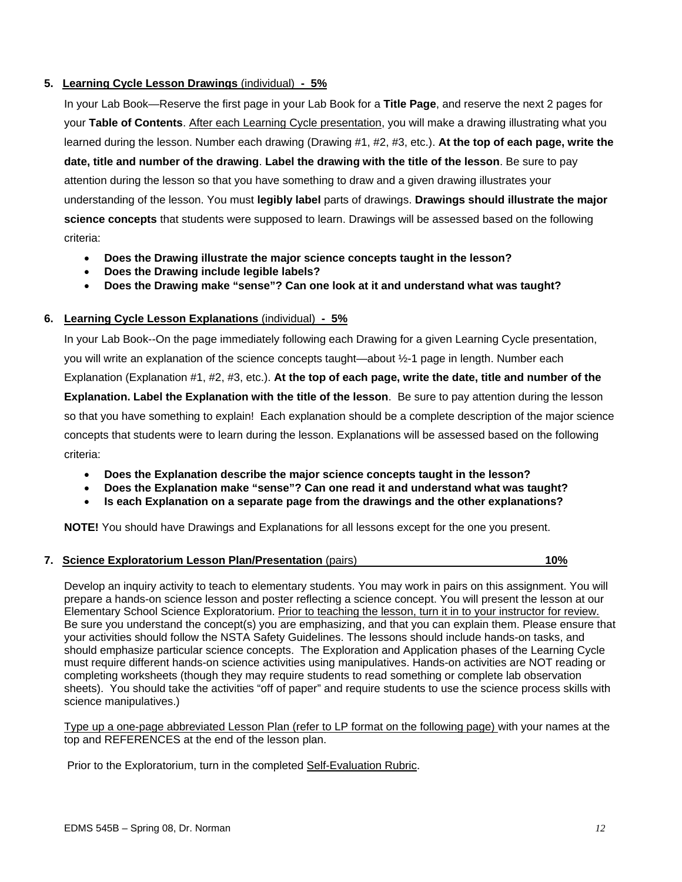5. **Learning Cycle Lesson Drawings** (individual) **- 5%**

In your Lab Book—Reserve the first page in your Lab Book for a **Title Page**, and reserve the next 2 pages for your **Table of Contents**. After each Learning Cycle presentation, you will make a drawing illustrating what you learned during the lesson. Number each drawing (Drawing #1, #2, #3, etc.). **At the top of each page, write the date, title and number of the drawing**. **Label the drawing with the title of the lesson**. Be sure to pay attention during the lesson so that you have something to draw and a given drawing illustrates your understanding of the lesson. You must **legibly label** parts of drawings. **Drawings should illustrate the major science concepts** that students were supposed to learn. Drawings will be assessed based on the following criteria:

- **Does the Drawing illustrate the major science concepts taught in the lesson?**
- **Does the Drawing include legible labels?**
- **Does the Drawing make "sense"? Can one look at it and understand what was taught?**

6. **Learning Cycle Lesson Explanations** (individual) **- 5%**

In your Lab Book--On the page immediately following each Drawing for a given Learning Cycle presentation, you will write an explanation of the science concepts taught—about ½-1 page in length. Number each Explanation (Explanation #1, #2, #3, etc.). **At the top of each page, write the date, title and number of the Explanation. Label the Explanation with the title of the lesson**. Be sure to pay attention during the lesson so that you have something to explain! Each explanation should be a complete description of the major science concepts that students were to learn during the lesson. Explanations will be assessed based on the following criteria:

- **Does the Explanation describe the major science concepts taught in the lesson?**
- **Does the Explanation make "sense"? Can one read it and understand what was taught?**
- **Is each Explanation on a separate page from the drawings and the other explanations?**

**NOTE!** You should have Drawings and Explanations for all lessons except for the one you present.

7. **Science Exploratorium Lesson Plan/Presentation** (pairs) **10%**

Develop an inquiry activity to teach to elementary students. You may work in pairs on this assignment. You will prepare a hands-on science lesson and poster reflecting a science concept. You will present the lesson at our Elementary School Science Exploratorium. Prior to teaching the lesson, turn it in to your instructor for review. Be sure you understand the concept(s) you are emphasizing, and that you can explain them. Please ensure that your activities should follow the NSTA Safety Guidelines. The lessons should include hands-on tasks, and should emphasize particular science concepts. The Exploration and Application phases of the Learning Cycle must require different hands-on science activities using manipulatives. Hands-on activities are NOT reading or completing worksheets (though they may require students to read something or complete lab observation sheets). You should take the activities "off of paper" and require students to use the science process skills with science manipulatives.)

Type up a one-page abbreviated Lesson Plan (refer to LP format on the following page) with your names at the top and REFERENCES at the end of the lesson plan.

Prior to the Exploratorium, turn in the completed Self-Evaluation Rubric.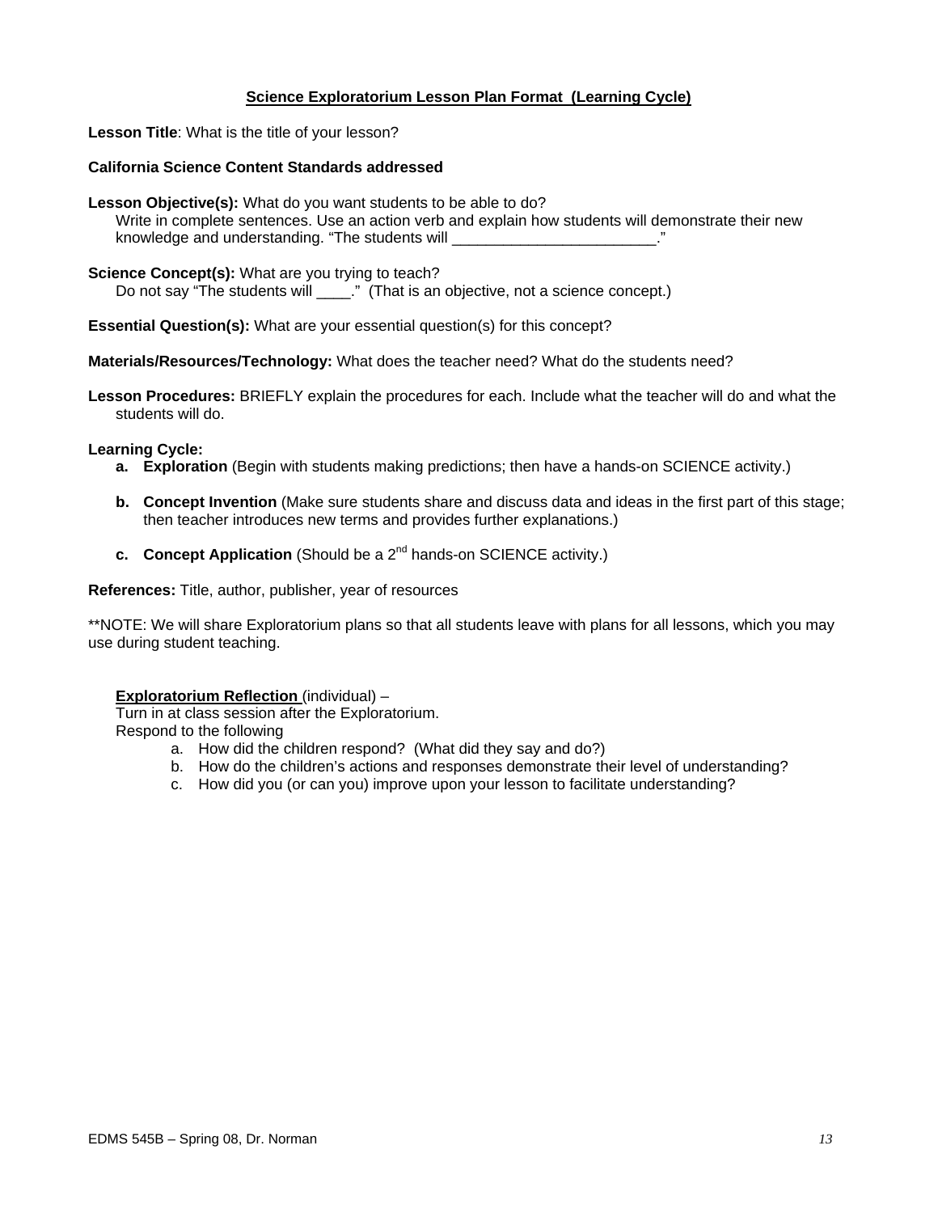## Science Exploratorium Lesson Plan Format (Learning Cycle)

**Lesson Title**: What is the title of your lesson?

**California Science Content Standards addressed**

**Lesson Objective(s):** What do you want students to be able to do?
Write in complete sentences. Use an action verb and explain how students will demonstrate their new knowledge and understanding. "The students will ________________________."

**Science Concept(s):** What are you trying to teach?
Do not say "The students will ____." (That is an objective, not a science concept.)

**Essential Question(s):** What are your essential question(s) for this concept?

**Materials/Resources/Technology:** What does the teacher need? What do the students need?

**Lesson Procedures:** BRIEFLY explain the procedures for each. Include what the teacher will do and what the students will do.

**Learning Cycle:**

- **a. Exploration** (Begin with students making predictions; then have a hands-on SCIENCE activity.)
- **b. Concept Invention** (Make sure students share and discuss data and ideas in the first part of this stage; then teacher introduces new terms and provides further explanations.)
- **c. Concept Application** (Should be a 2nd hands-on SCIENCE activity.)

**References:** Title, author, publisher, year of resources

**NOTE: We will share Exploratorium plans so that all students leave with plans for all lessons, which you may use during student teaching.

**Exploratorium Reflection** (individual) –
Turn in at class session after the Exploratorium.
Respond to the following

a. How did the children respond? (What did they say and do?)
b. How do the children's actions and responses demonstrate their level of understanding?
c. How did you (or can you) improve upon your lesson to facilitate understanding?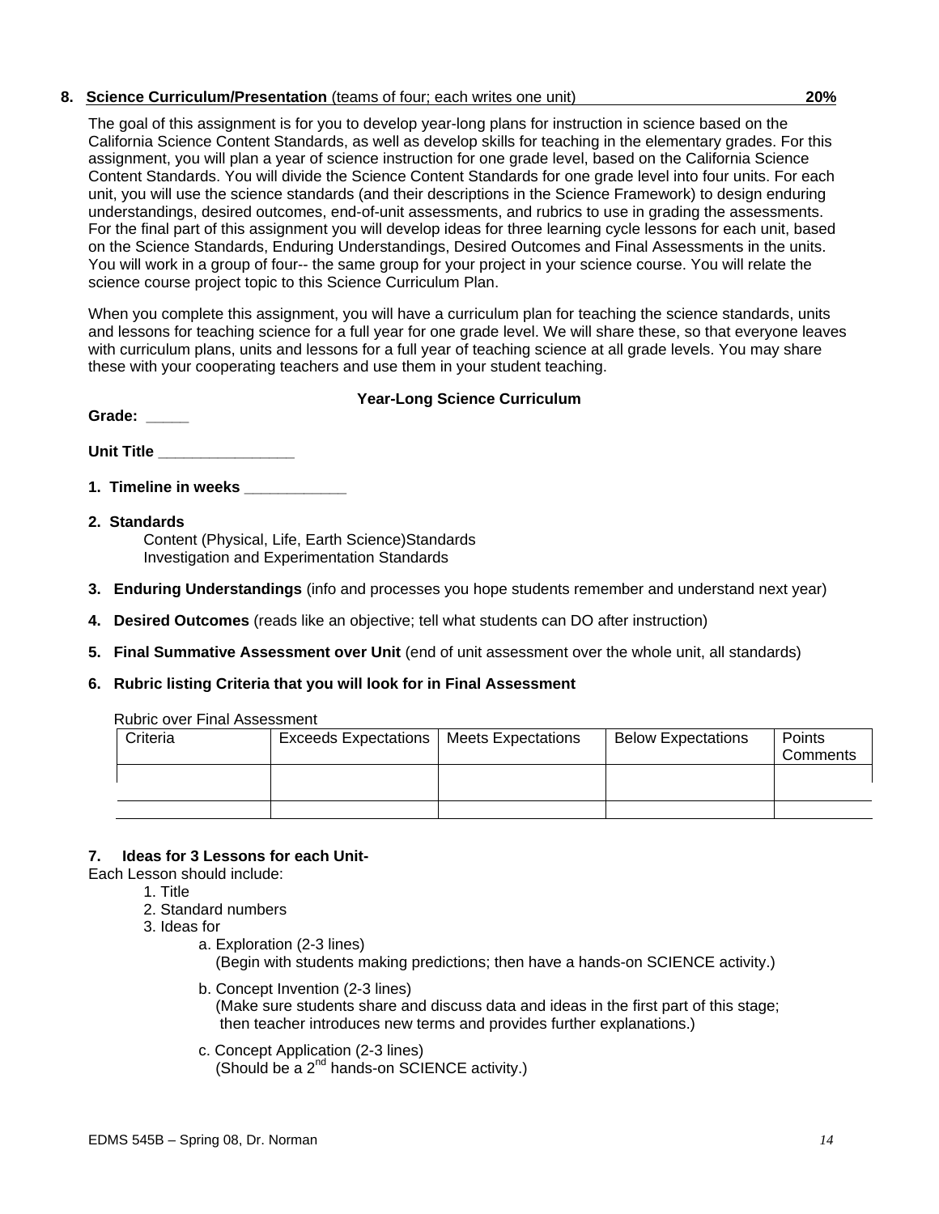**8. Science Curriculum/Presentation** (teams of four; each writes one unit) **20%**

The goal of this assignment is for you to develop year-long plans for instruction in science based on the California Science Content Standards, as well as develop skills for teaching in the elementary grades. For this assignment, you will plan a year of science instruction for one grade level, based on the California Science Content Standards. You will divide the Science Content Standards for one grade level into four units. For each unit, you will use the science standards (and their descriptions in the Science Framework) to design enduring understandings, desired outcomes, end-of-unit assessments, and rubrics to use in grading the assessments. For the final part of this assignment you will develop ideas for three learning cycle lessons for each unit, based on the Science Standards, Enduring Understandings, Desired Outcomes and Final Assessments in the units. You will work in a group of four-- the same group for your project in your science course. You will relate the science course project topic to this Science Curriculum Plan.

When you complete this assignment, you will have a curriculum plan for teaching the science standards, units and lessons for teaching science for a full year for one grade level. We will share these, so that everyone leaves with curriculum plans, units and lessons for a full year of teaching science at all grade levels. You may share these with your cooperating teachers and use them in your student teaching.

**Year-Long Science Curriculum**

**Grade: _____**

**Unit Title ________________**

**1. Timeline in weeks ____________**

**2. Standards**

Content (Physical, Life, Earth Science)Standards
Investigation and Experimentation Standards

**3. Enduring Understandings** (info and processes you hope students remember and understand next year)

**4. Desired Outcomes** (reads like an objective; tell what students can DO after instruction)

**5. Final Summative Assessment over Unit** (end of unit assessment over the whole unit, all standards)

**6. Rubric listing Criteria that you will look for in Final Assessment**

Rubric over Final Assessment

| Criteria | Exceeds Expectations | Meets Expectations | Below Expectations | Points Comments |
|---|---|---|---|---|
| | | | | |
| | | | | |

**7. Ideas for 3 Lessons for each Unit-**

Each Lesson should include:

1. Title
2. Standard numbers
3. Ideas for
   - a. Exploration (2-3 lines)
     (Begin with students making predictions; then have a hands-on SCIENCE activity.)
   - b. Concept Invention (2-3 lines)
     (Make sure students share and discuss data and ideas in the first part of this stage; then teacher introduces new terms and provides further explanations.)
   - c. Concept Application (2-3 lines)
     (Should be a 2nd hands-on SCIENCE activity.)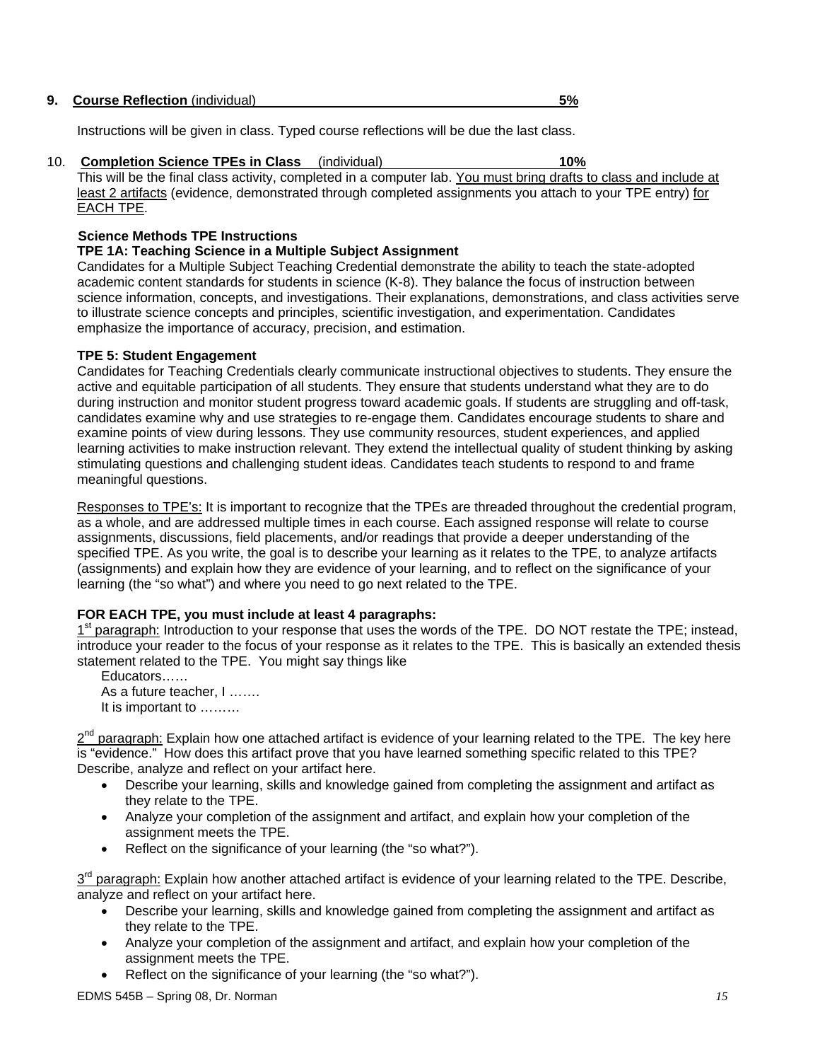**9. Course Reflection (individual) 5%**

Instructions will be given in class. Typed course reflections will be due the last class.

10. **Completion Science TPEs in Class** (individual) **10%**

This will be the final class activity, completed in a computer lab. You must bring drafts to class and include at least 2 artifacts (evidence, demonstrated through completed assignments you attach to your TPE entry) for EACH TPE.

**Science Methods TPE Instructions**

**TPE 1A: Teaching Science in a Multiple Subject Assignment**

Candidates for a Multiple Subject Teaching Credential demonstrate the ability to teach the state-adopted academic content standards for students in science (K-8). They balance the focus of instruction between science information, concepts, and investigations. Their explanations, demonstrations, and class activities serve to illustrate science concepts and principles, scientific investigation, and experimentation. Candidates emphasize the importance of accuracy, precision, and estimation.

**TPE 5: Student Engagement**

Candidates for Teaching Credentials clearly communicate instructional objectives to students. They ensure the active and equitable participation of all students. They ensure that students understand what they are to do during instruction and monitor student progress toward academic goals. If students are struggling and off-task, candidates examine why and use strategies to re-engage them. Candidates encourage students to share and examine points of view during lessons. They use community resources, student experiences, and applied learning activities to make instruction relevant. They extend the intellectual quality of student thinking by asking stimulating questions and challenging student ideas. Candidates teach students to respond to and frame meaningful questions.

Responses to TPE's: It is important to recognize that the TPEs are threaded throughout the credential program, as a whole, and are addressed multiple times in each course. Each assigned response will relate to course assignments, discussions, field placements, and/or readings that provide a deeper understanding of the specified TPE. As you write, the goal is to describe your learning as it relates to the TPE, to analyze artifacts (assignments) and explain how they are evidence of your learning, and to reflect on the significance of your learning (the "so what") and where you need to go next related to the TPE.

**FOR EACH TPE, you must include at least 4 paragraphs:**

1st paragraph: Introduction to your response that uses the words of the TPE. DO NOT restate the TPE; instead, introduce your reader to the focus of your response as it relates to the TPE. This is basically an extended thesis statement related to the TPE. You might say things like

Educators……
As a future teacher, I …….
It is important to ………

2nd paragraph: Explain how one attached artifact is evidence of your learning related to the TPE. The key here is "evidence." How does this artifact prove that you have learned something specific related to this TPE? Describe, analyze and reflect on your artifact here.

- Describe your learning, skills and knowledge gained from completing the assignment and artifact as they relate to the TPE.
- Analyze your completion of the assignment and artifact, and explain how your completion of the assignment meets the TPE.
- Reflect on the significance of your learning (the "so what?").

3rd paragraph: Explain how another attached artifact is evidence of your learning related to the TPE. Describe, analyze and reflect on your artifact here.

- Describe your learning, skills and knowledge gained from completing the assignment and artifact as they relate to the TPE.
- Analyze your completion of the assignment and artifact, and explain how your completion of the assignment meets the TPE.
- Reflect on the significance of your learning (the "so what?").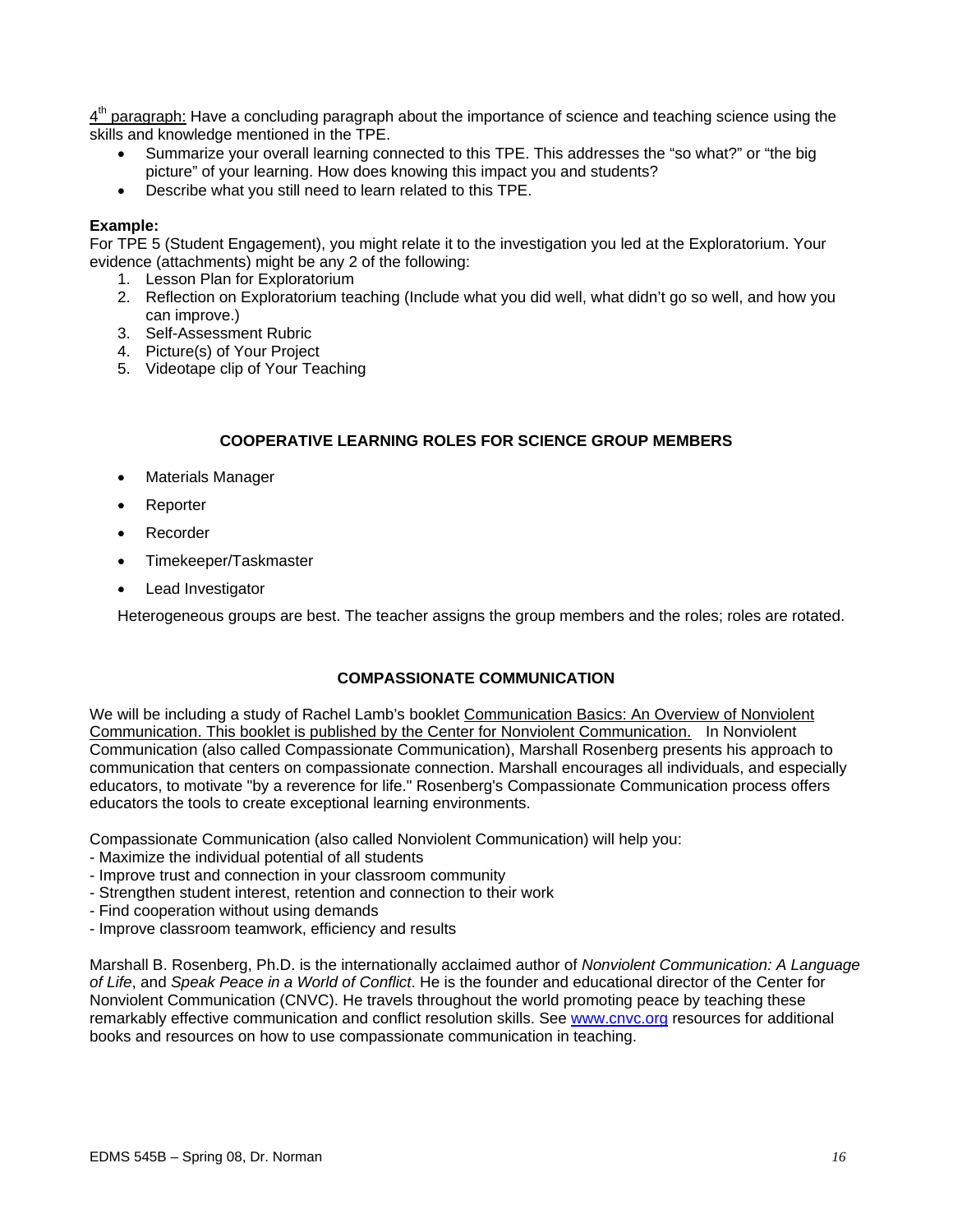4[th] paragraph: Have a concluding paragraph about the importance of science and teaching science using the skills and knowledge mentioned in the TPE.

- Summarize your overall learning connected to this TPE. This addresses the "so what?" or "the big picture" of your learning. How does knowing this impact you and students?
- Describe what you still need to learn related to this TPE.

**Example:**
For TPE 5 (Student Engagement), you might relate it to the investigation you led at the Exploratorium. Your evidence (attachments) might be any 2 of the following:

1. Lesson Plan for Exploratorium
2. Reflection on Exploratorium teaching (Include what you did well, what didn't go so well, and how you can improve.)
3. Self-Assessment Rubric
4. Picture(s) of Your Project
5. Videotape clip of Your Teaching

## COOPERATIVE LEARNING ROLES FOR SCIENCE GROUP MEMBERS

- Materials Manager
- Reporter
- Recorder
- Timekeeper/Taskmaster
- Lead Investigator

Heterogeneous groups are best. The teacher assigns the group members and the roles; roles are rotated.

## COMPASSIONATE COMMUNICATION

We will be including a study of Rachel Lamb's booklet Communication Basics: An Overview of Nonviolent Communication. This booklet is published by the Center for Nonviolent Communication. In Nonviolent Communication (also called Compassionate Communication), Marshall Rosenberg presents his approach to communication that centers on compassionate connection. Marshall encourages all individuals, and especially educators, to motivate "by a reverence for life." Rosenberg's Compassionate Communication process offers educators the tools to create exceptional learning environments.

Compassionate Communication (also called Nonviolent Communication) will help you:

- Maximize the individual potential of all students
- Improve trust and connection in your classroom community
- Strengthen student interest, retention and connection to their work
- Find cooperation without using demands
- Improve classroom teamwork, efficiency and results

Marshall B. Rosenberg, Ph.D. is the internationally acclaimed author of *Nonviolent Communication: A Language of Life*, and *Speak Peace in a World of Conflict*. He is the founder and educational director of the Center for Nonviolent Communication (CNVC). He travels throughout the world promoting peace by teaching these remarkably effective communication and conflict resolution skills. See www.cnvc.org resources for additional books and resources on how to use compassionate communication in teaching.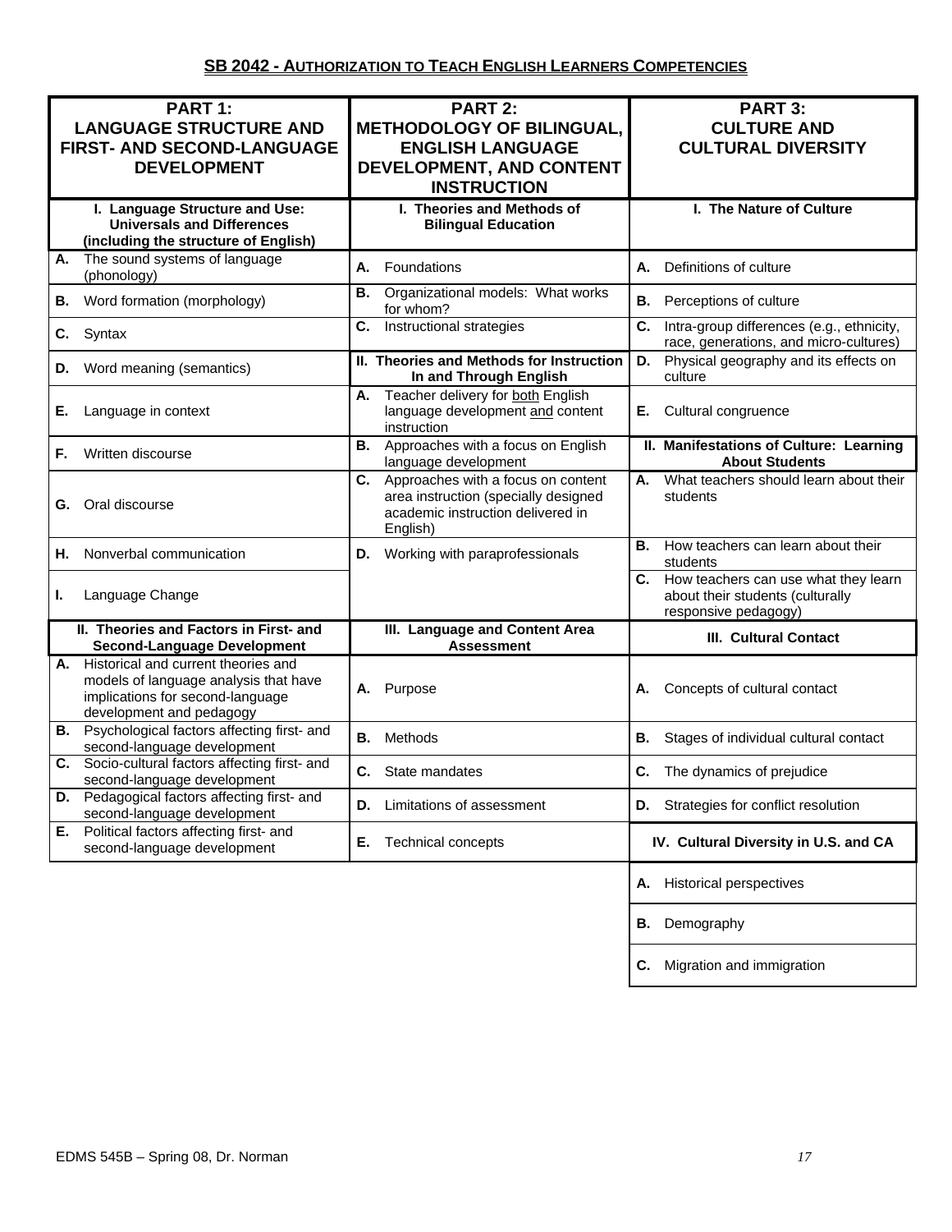## SB 2042 - AUTHORIZATION TO TEACH ENGLISH LEARNERS COMPETENCIES

| PART 1: LANGUAGE STRUCTURE AND FIRST- AND SECOND-LANGUAGE DEVELOPMENT | PART 2: METHODOLOGY OF BILINGUAL, ENGLISH LANGUAGE DEVELOPMENT, AND CONTENT INSTRUCTION | PART 3: CULTURE AND CULTURAL DIVERSITY |
|---|---|---|
| **I. Language Structure and Use: Universals and Differences (including the structure of English)** | **I. Theories and Methods of Bilingual Education** | **I. The Nature of Culture** |
| **A.** The sound systems of language (phonology) | **A.** Foundations | **A.** Definitions of culture |
| **B.** Word formation (morphology) | **B.** Organizational models: What works for whom? | **B.** Perceptions of culture |
| **C.** Syntax | **C.** Instructional strategies | **C.** Intra-group differences (e.g., ethnicity, race, generations, and micro-cultures) |
| **D.** Word meaning (semantics) | **II. Theories and Methods for Instruction In and Through English** | **D.** Physical geography and its effects on culture |
| **E.** Language in context | **A.** Teacher delivery for both English language development and content instruction | **E.** Cultural congruence |
| **F.** Written discourse | **B.** Approaches with a focus on English language development | **II. Manifestations of Culture: Learning About Students** |
| **G.** Oral discourse | **C.** Approaches with a focus on content area instruction (specially designed academic instruction delivered in English) | **A.** What teachers should learn about their students |
| **H.** Nonverbal communication | **D.** Working with paraprofessionals | **B.** How teachers can learn about their students |
| **I.** Language Change | | **C.** How teachers can use what they learn about their students (culturally responsive pedagogy) |
| **II. Theories and Factors in First- and Second-Language Development** | **III. Language and Content Area Assessment** | **III. Cultural Contact** |
| **A.** Historical and current theories and models of language analysis that have implications for second-language development and pedagogy | **A.** Purpose | **A.** Concepts of cultural contact |
| **B.** Psychological factors affecting first- and second-language development | **B.** Methods | **B.** Stages of individual cultural contact |
| **C.** Socio-cultural factors affecting first- and second-language development | **C.** State mandates | **C.** The dynamics of prejudice |
| **D.** Pedagogical factors affecting first- and second-language development | **D.** Limitations of assessment | **D.** Strategies for conflict resolution |
| **E.** Political factors affecting first- and second-language development | **E.** Technical concepts | **IV. Cultural Diversity in U.S. and CA** |
| | | **A.** Historical perspectives |
| | | **B.** Demography |
| | | **C.** Migration and immigration |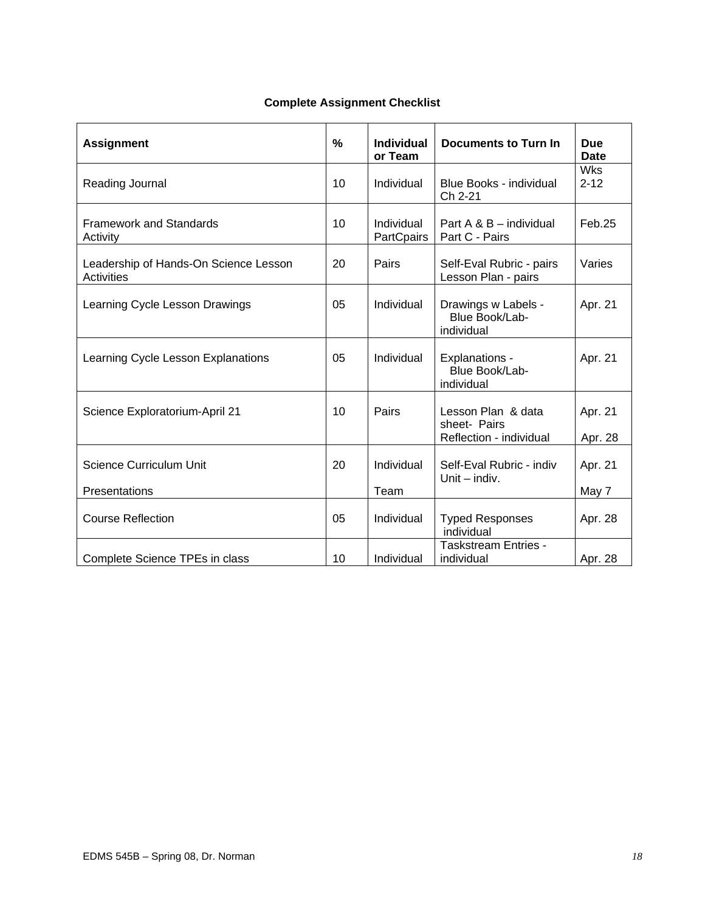**Complete Assignment Checklist**

| Assignment | % | Individual or Team | Documents to Turn In | Due Date |
|---|---|---|---|---|
| Reading Journal | 10 | Individual | Blue Books - individual Ch 2-21 | Wks 2-12 |
| Framework and Standards Activity | 10 | Individual PartCpairs | Part A & B – individual Part C - Pairs | Feb.25 |
| Leadership of Hands-On Science Lesson Activities | 20 | Pairs | Self-Eval Rubric - pairs Lesson Plan - pairs | Varies |
| Learning Cycle Lesson Drawings | 05 | Individual | Drawings w Labels - Blue Book/Lab-individual | Apr. 21 |
| Learning Cycle Lesson Explanations | 05 | Individual | Explanations - Blue Book/Lab-individual | Apr. 21 |
| Science Exploratorium-April 21 | 10 | Pairs | Lesson Plan & data sheet- Pairs Reflection - individual | Apr. 21 Apr. 28 |
| Science Curriculum Unit Presentations | 20 | Individual Team | Self-Eval Rubric - indiv Unit – indiv. | Apr. 21 May 7 |
| Course Reflection | 05 | Individual | Typed Responses individual | Apr. 28 |
| Complete Science TPEs in class | 10 | Individual | Taskstream Entries - individual | Apr. 28 |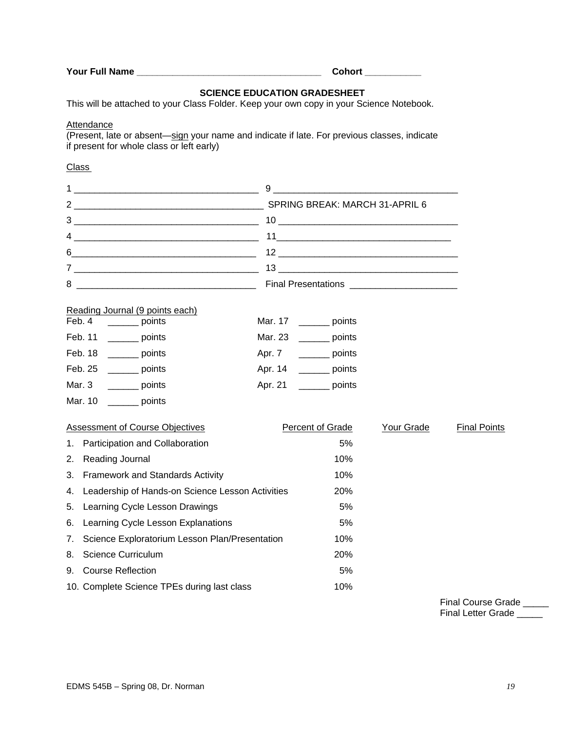**Your Full Name** ___________________________________ **Cohort** ___________

## SCIENCE EDUCATION GRADESHEET

This will be attached to your Class Folder. Keep your own copy in your Science Notebook.

Attendance

(Present, late or absent—sign your name and indicate if late. For previous classes, indicate if present for whole class or left early)

Class

| | |
|---|---|
| 1 ___________________________________ | 9 ___________________________________ |
| 2 ___________________________________ | SPRING BREAK: MARCH 31-APRIL 6 |
| 3 ___________________________________ | 10 ___________________________________ |
| 4 ___________________________________ | 11___________________________________ |
| 6___________________________________ | 12 ___________________________________ |
| 7 ___________________________________ | 13 ___________________________________ |
| 8 ___________________________________ | Final Presentations _____________________ |

Reading Journal (9 points each)

| | |
|---|---|
| Feb. 4 ______ points | Mar. 17 ______ points |
| Feb. 11 ______ points | Mar. 23 ______ points |
| Feb. 18 ______ points | Apr. 7 ______ points |
| Feb. 25 ______ points | Apr. 14 ______ points |
| Mar. 3 ______ points | Apr. 21 ______ points |
| Mar. 10 ______ points | |

| Assessment of Course Objectives | Percent of Grade | Your Grade | Final Points |
|---|---|---|---|
| 1. Participation and Collaboration | 5% | | |
| 2. Reading Journal | 10% | | |
| 3. Framework and Standards Activity | 10% | | |
| 4. Leadership of Hands-on Science Lesson Activities | 20% | | |
| 5. Learning Cycle Lesson Drawings | 5% | | |
| 6. Learning Cycle Lesson Explanations | 5% | | |
| 7. Science Exploratorium Lesson Plan/Presentation | 10% | | |
| 8. Science Curriculum | 20% | | |
| 9. Course Reflection | 5% | | |
| 10. Complete Science TPEs during last class | 10% | | |

Final Course Grade _____
Final Letter Grade _____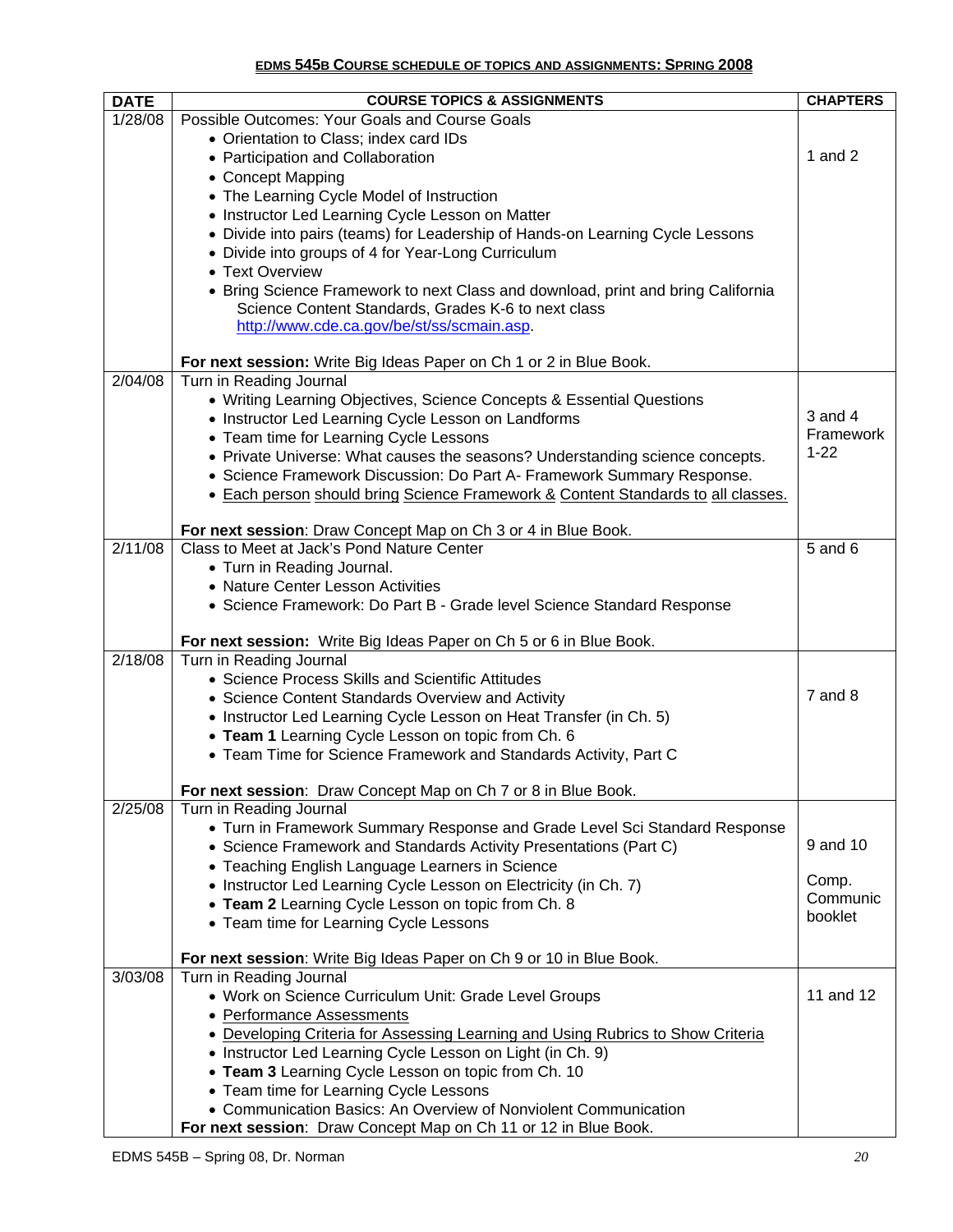**EDMS 545B COURSE SCHEDULE OF TOPICS AND ASSIGNMENTS: SPRING 2008**

| DATE | COURSE TOPICS & ASSIGNMENTS | CHAPTERS |
|---|---|---|
| 1/28/08 | Possible Outcomes: Your Goals and Course Goals<br>• Orientation to Class; index card IDs<br>• Participation and Collaboration<br>• Concept Mapping<br>• The Learning Cycle Model of Instruction<br>• Instructor Led Learning Cycle Lesson on Matter<br>• Divide into pairs (teams) for Leadership of Hands-on Learning Cycle Lessons<br>• Divide into groups of 4 for Year-Long Curriculum<br>• Text Overview<br>• Bring Science Framework to next Class and download, print and bring California Science Content Standards, Grades K-6 to next class http://www.cde.ca.gov/be/st/ss/scmain.asp.<br><br>**For next session:** Write Big Ideas Paper on Ch 1 or 2 in Blue Book. | 1 and 2 |
| 2/04/08 | Turn in Reading Journal<br>• Writing Learning Objectives, Science Concepts & Essential Questions<br>• Instructor Led Learning Cycle Lesson on Landforms<br>• Team time for Learning Cycle Lessons<br>• Private Universe: What causes the seasons? Understanding science concepts.<br>• Science Framework Discussion: Do Part A- Framework Summary Response.<br>• Each person should bring Science Framework & Content Standards to all classes.<br><br>**For next session**: Draw Concept Map on Ch 3 or 4 in Blue Book. | 3 and 4<br>Framework 1-22 |
| 2/11/08 | Class to Meet at Jack's Pond Nature Center<br>• Turn in Reading Journal.<br>• Nature Center Lesson Activities<br>• Science Framework: Do Part B - Grade level Science Standard Response<br><br>**For next session:** Write Big Ideas Paper on Ch 5 or 6 in Blue Book. | 5 and 6 |
| 2/18/08 | Turn in Reading Journal<br>• Science Process Skills and Scientific Attitudes<br>• Science Content Standards Overview and Activity<br>• Instructor Led Learning Cycle Lesson on Heat Transfer (in Ch. 5)<br>• **Team 1** Learning Cycle Lesson on topic from Ch. 6<br>• Team Time for Science Framework and Standards Activity, Part C<br><br>**For next session**: Draw Concept Map on Ch 7 or 8 in Blue Book. | 7 and 8 |
| 2/25/08 | Turn in Reading Journal<br>• Turn in Framework Summary Response and Grade Level Sci Standard Response<br>• Science Framework and Standards Activity Presentations (Part C)<br>• Teaching English Language Learners in Science<br>• Instructor Led Learning Cycle Lesson on Electricity (in Ch. 7)<br>• **Team 2** Learning Cycle Lesson on topic from Ch. 8<br>• Team time for Learning Cycle Lessons<br><br>**For next session**: Write Big Ideas Paper on Ch 9 or 10 in Blue Book. | 9 and 10<br><br>Comp. Communic booklet |
| 3/03/08 | Turn in Reading Journal<br>• Work on Science Curriculum Unit: Grade Level Groups<br>• Performance Assessments<br>• Developing Criteria for Assessing Learning and Using Rubrics to Show Criteria<br>• Instructor Led Learning Cycle Lesson on Light (in Ch. 9)<br>• **Team 3** Learning Cycle Lesson on topic from Ch. 10<br>• Team time for Learning Cycle Lessons<br>• Communication Basics: An Overview of Nonviolent Communication<br>**For next session**: Draw Concept Map on Ch 11 or 12 in Blue Book. | 11 and 12 |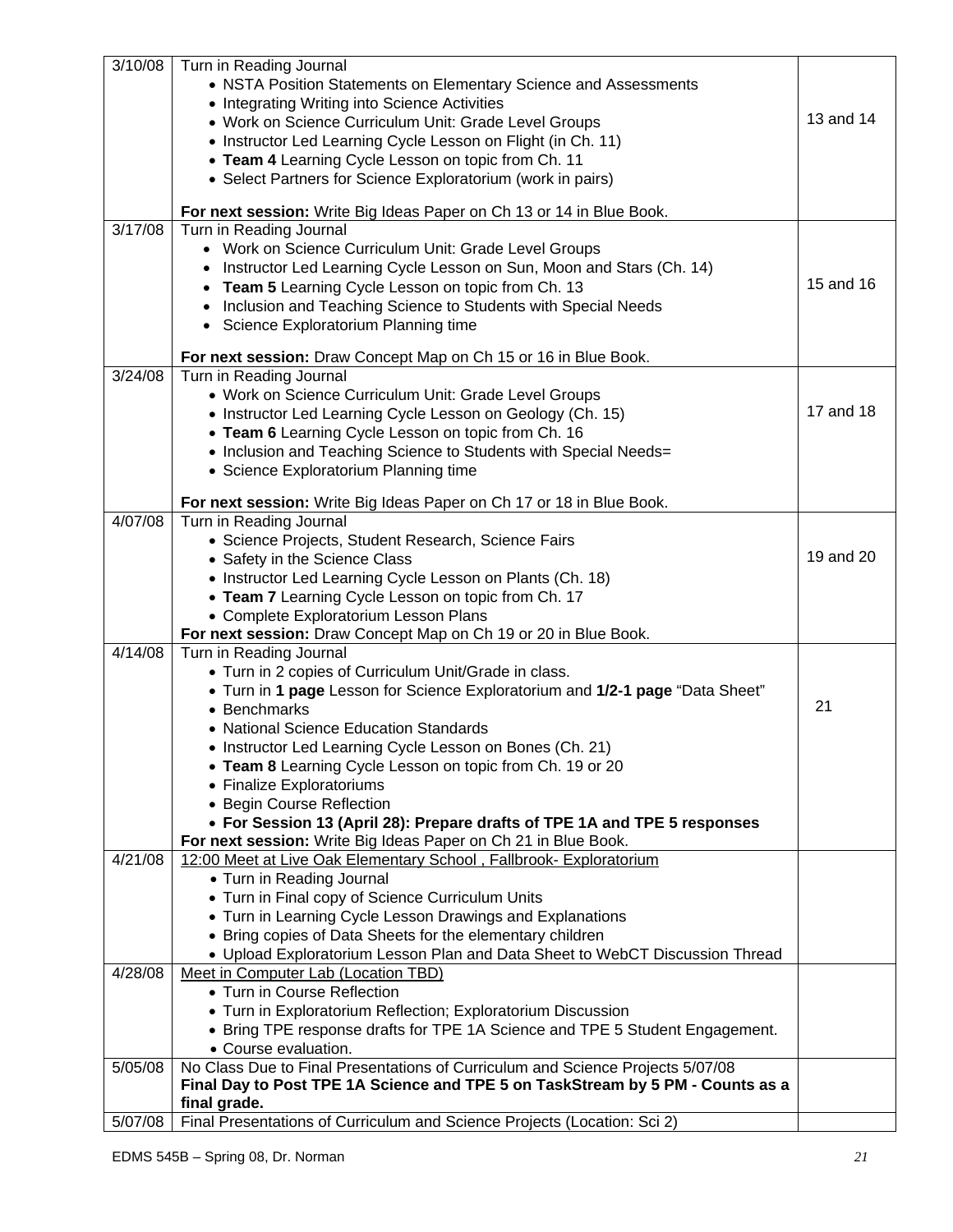| | | |
|---|---|---|
| 3/10/08 | Turn in Reading Journal<br>• NSTA Position Statements on Elementary Science and Assessments<br>• Integrating Writing into Science Activities<br>• Work on Science Curriculum Unit: Grade Level Groups<br>• Instructor Led Learning Cycle Lesson on Flight (in Ch. 11)<br>• **Team 4** Learning Cycle Lesson on topic from Ch. 11<br>• Select Partners for Science Exploratorium (work in pairs)<br><br>**For next session:** Write Big Ideas Paper on Ch 13 or 14 in Blue Book. | 13 and 14 |
| 3/17/08 | Turn in Reading Journal<br>• Work on Science Curriculum Unit: Grade Level Groups<br>• Instructor Led Learning Cycle Lesson on Sun, Moon and Stars (Ch. 14)<br>• **Team 5** Learning Cycle Lesson on topic from Ch. 13<br>• Inclusion and Teaching Science to Students with Special Needs<br>• Science Exploratorium Planning time<br><br>**For next session:** Draw Concept Map on Ch 15 or 16 in Blue Book. | 15 and 16 |
| 3/24/08 | Turn in Reading Journal<br>• Work on Science Curriculum Unit: Grade Level Groups<br>• Instructor Led Learning Cycle Lesson on Geology (Ch. 15)<br>• **Team 6** Learning Cycle Lesson on topic from Ch. 16<br>• Inclusion and Teaching Science to Students with Special Needs=<br>• Science Exploratorium Planning time<br><br>**For next session:** Write Big Ideas Paper on Ch 17 or 18 in Blue Book. | 17 and 18 |
| 4/07/08 | Turn in Reading Journal<br>• Science Projects, Student Research, Science Fairs<br>• Safety in the Science Class<br>• Instructor Led Learning Cycle Lesson on Plants (Ch. 18)<br>• **Team 7** Learning Cycle Lesson on topic from Ch. 17<br>• Complete Exploratorium Lesson Plans<br>**For next session:** Draw Concept Map on Ch 19 or 20 in Blue Book. | 19 and 20 |
| 4/14/08 | Turn in Reading Journal<br>• Turn in 2 copies of Curriculum Unit/Grade in class.<br>• Turn in **1 page** Lesson for Science Exploratorium and **1/2-1 page** "Data Sheet"<br>• Benchmarks<br>• National Science Education Standards<br>• Instructor Led Learning Cycle Lesson on Bones (Ch. 21)<br>• **Team 8** Learning Cycle Lesson on topic from Ch. 19 or 20<br>• Finalize Exploratoriums<br>• Begin Course Reflection<br>• **For Session 13 (April 28): Prepare drafts of TPE 1A and TPE 5 responses**<br>**For next session:** Write Big Ideas Paper on Ch 21 in Blue Book. | 21 |
| 4/21/08 | 12:00 Meet at Live Oak Elementary School , Fallbrook- Exploratorium<br>• Turn in Reading Journal<br>• Turn in Final copy of Science Curriculum Units<br>• Turn in Learning Cycle Lesson Drawings and Explanations<br>• Bring copies of Data Sheets for the elementary children<br>• Upload Exploratorium Lesson Plan and Data Sheet to WebCT Discussion Thread | |
| 4/28/08 | Meet in Computer Lab (Location TBD)<br>• Turn in Course Reflection<br>• Turn in Exploratorium Reflection; Exploratorium Discussion<br>• Bring TPE response drafts for TPE 1A Science and TPE 5 Student Engagement.<br>• Course evaluation. | |
| 5/05/08 | No Class Due to Final Presentations of Curriculum and Science Projects 5/07/08<br>**Final Day to Post TPE 1A Science and TPE 5 on TaskStream by 5 PM - Counts as a final grade.** | |
| 5/07/08 | Final Presentations of Curriculum and Science Projects (Location: Sci 2) | |